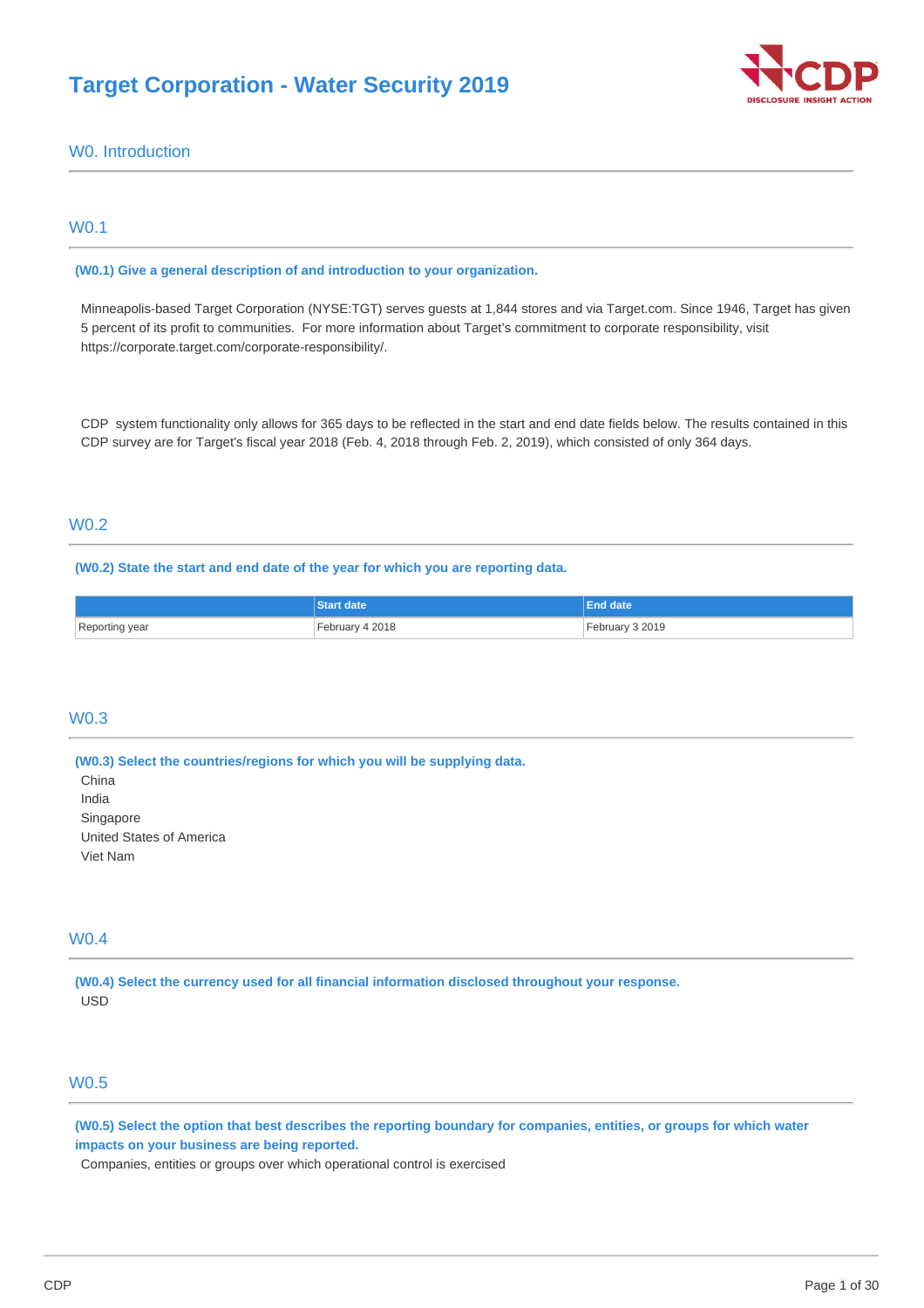# Target Corporation - Water Security 2019

## W0. Introduction

### W0.1

**(W0.1) Give a general description of and introduction to your organization.**

Minneapolis-based Target Corporation (NYSE:TGT) serves guests at 1,844 stores and via Target.com. Since 1946, Target has given 5 percent of its profit to communities. For more information about Target's commitment to corporate responsibility, visit https://corporate.target.com/corporate-responsibility/.

CDP system functionality only allows for 365 days to be reflected in the start and end date fields below. The results contained in this CDP survey are for Target's fiscal year 2018 (Feb. 4, 2018 through Feb. 2, 2019), which consisted of only 364 days.

### W0.2

**(W0.2) State the start and end date of the year for which you are reporting data.**

| | Start date | End date |
|---|---|---|
| Reporting year | February 4 2018 | February 3 2019 |

### W0.3

**(W0.3) Select the countries/regions for which you will be supplying data.**

China
India
Singapore
United States of America
Viet Nam

### W0.4

**(W0.4) Select the currency used for all financial information disclosed throughout your response.**

USD

### W0.5

**(W0.5) Select the option that best describes the reporting boundary for companies, entities, or groups for which water impacts on your business are being reported.**

Companies, entities or groups over which operational control is exercised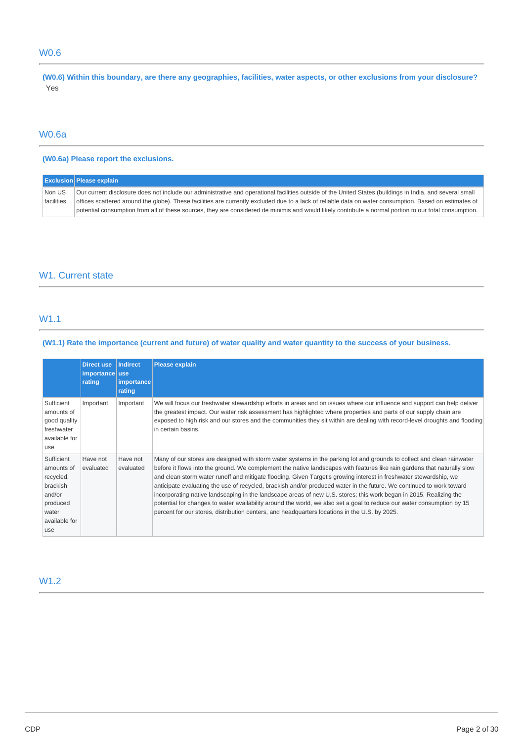## W0.6

**(W0.6) Within this boundary, are there any geographies, facilities, water aspects, or other exclusions from your disclosure?**

Yes

## W0.6a

**(W0.6a) Please report the exclusions.**

| Exclusion | Please explain |
|---|---|
| Non US facilities | Our current disclosure does not include our administrative and operational facilities outside of the United States (buildings in India, and several small offices scattered around the globe). These facilities are currently excluded due to a lack of reliable data on water consumption. Based on estimates of potential consumption from all of these sources, they are considered de minimis and would likely contribute a normal portion to our total consumption. |

# W1. Current state

## W1.1

**(W1.1) Rate the importance (current and future) of water quality and water quantity to the success of your business.**

| | Direct use importance rating | Indirect use importance rating | Please explain |
|---|---|---|---|
| Sufficient amounts of good quality freshwater available for use | Important | Important | We will focus our freshwater stewardship efforts in areas and on issues where our influence and support can help deliver the greatest impact. Our water risk assessment has highlighted where properties and parts of our supply chain are exposed to high risk and our stores and the communities they sit within are dealing with record-level droughts and flooding in certain basins. |
| Sufficient amounts of recycled, brackish and/or produced water available for use | Have not evaluated | Have not evaluated | Many of our stores are designed with storm water systems in the parking lot and grounds to collect and clean rainwater before it flows into the ground. We complement the native landscapes with features like rain gardens that naturally slow and clean storm water runoff and mitigate flooding. Given Target's growing interest in freshwater stewardship, we anticipate evaluating the use of recycled, brackish and/or produced water in the future. We continued to work toward incorporating native landscaping in the landscape areas of new U.S. stores; this work began in 2015. Realizing the potential for changes to water availability around the world, we also set a goal to reduce our water consumption by 15 percent for our stores, distribution centers, and headquarters locations in the U.S. by 2025. |

## W1.2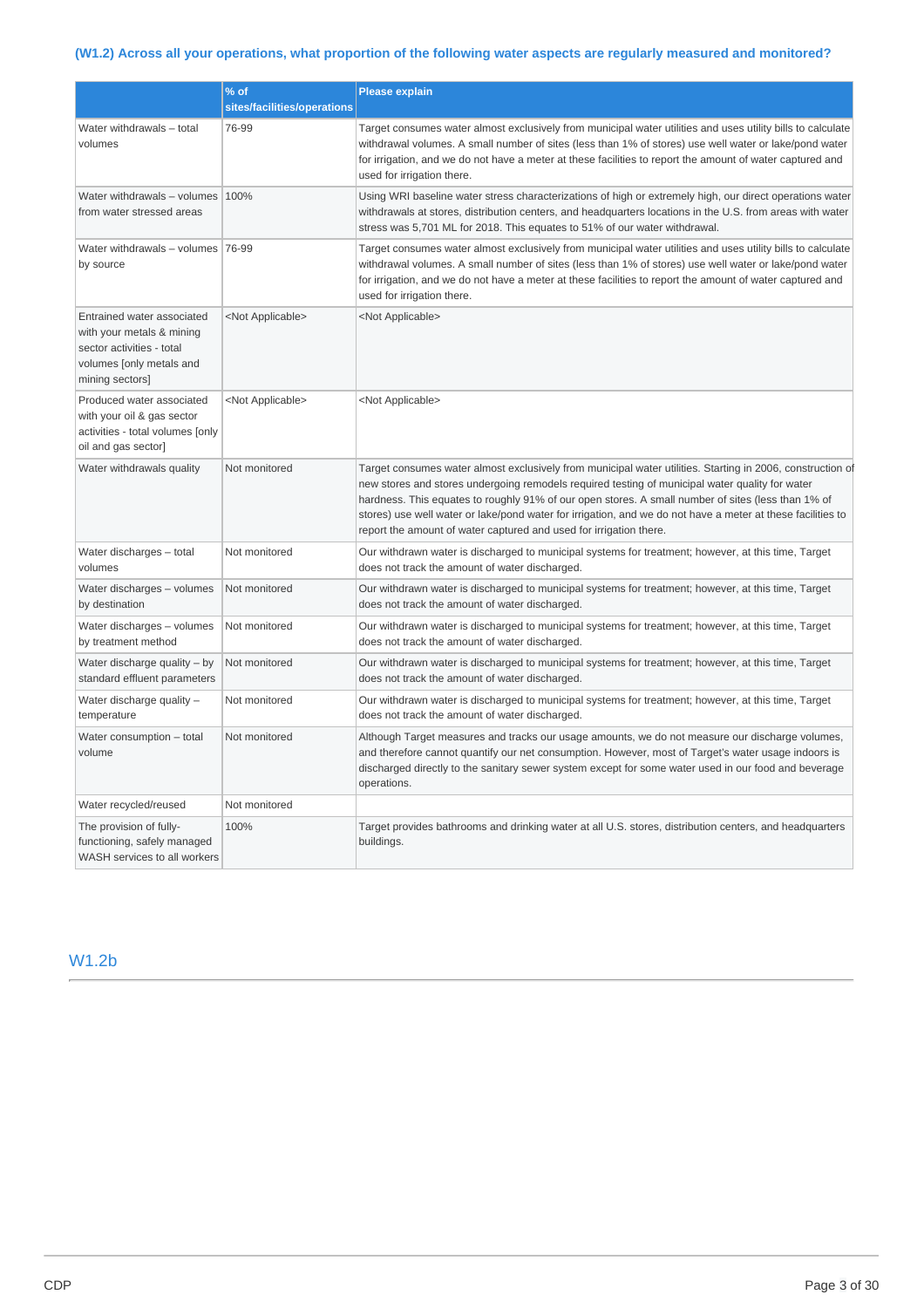### (W1.2) Across all your operations, what proportion of the following water aspects are regularly measured and monitored?

| | % of sites/facilities/operations | Please explain |
|---|---|---|
| Water withdrawals – total volumes | 76-99 | Target consumes water almost exclusively from municipal water utilities and uses utility bills to calculate withdrawal volumes. A small number of sites (less than 1% of stores) use well water or lake/pond water for irrigation, and we do not have a meter at these facilities to report the amount of water captured and used for irrigation there. |
| Water withdrawals – volumes from water stressed areas | 100% | Using WRI baseline water stress characterizations of high or extremely high, our direct operations water withdrawals at stores, distribution centers, and headquarters locations in the U.S. from areas with water stress was 5,701 ML for 2018. This equates to 51% of our water withdrawal. |
| Water withdrawals – volumes by source | 76-99 | Target consumes water almost exclusively from municipal water utilities and uses utility bills to calculate withdrawal volumes. A small number of sites (less than 1% of stores) use well water or lake/pond water for irrigation, and we do not have a meter at these facilities to report the amount of water captured and used for irrigation there. |
| Entrained water associated with your metals & mining sector activities - total volumes [only metals and mining sectors] | <Not Applicable> | <Not Applicable> |
| Produced water associated with your oil & gas sector activities - total volumes [only oil and gas sector] | <Not Applicable> | <Not Applicable> |
| Water withdrawals quality | Not monitored | Target consumes water almost exclusively from municipal water utilities. Starting in 2006, construction of new stores and stores undergoing remodels required testing of municipal water quality for water hardness. This equates to roughly 91% of our open stores. A small number of sites (less than 1% of stores) use well water or lake/pond water for irrigation, and we do not have a meter at these facilities to report the amount of water captured and used for irrigation there. |
| Water discharges – total volumes | Not monitored | Our withdrawn water is discharged to municipal systems for treatment; however, at this time, Target does not track the amount of water discharged. |
| Water discharges – volumes by destination | Not monitored | Our withdrawn water is discharged to municipal systems for treatment; however, at this time, Target does not track the amount of water discharged. |
| Water discharges – volumes by treatment method | Not monitored | Our withdrawn water is discharged to municipal systems for treatment; however, at this time, Target does not track the amount of water discharged. |
| Water discharge quality – by standard effluent parameters | Not monitored | Our withdrawn water is discharged to municipal systems for treatment; however, at this time, Target does not track the amount of water discharged. |
| Water discharge quality – temperature | Not monitored | Our withdrawn water is discharged to municipal systems for treatment; however, at this time, Target does not track the amount of water discharged. |
| Water consumption – total volume | Not monitored | Although Target measures and tracks our usage amounts, we do not measure our discharge volumes, and therefore cannot quantify our net consumption. However, most of Target's water usage indoors is discharged directly to the sanitary sewer system except for some water used in our food and beverage operations. |
| Water recycled/reused | Not monitored | |
| The provision of fully-functioning, safely managed WASH services to all workers | 100% | Target provides bathrooms and drinking water at all U.S. stores, distribution centers, and headquarters buildings. |

## W1.2b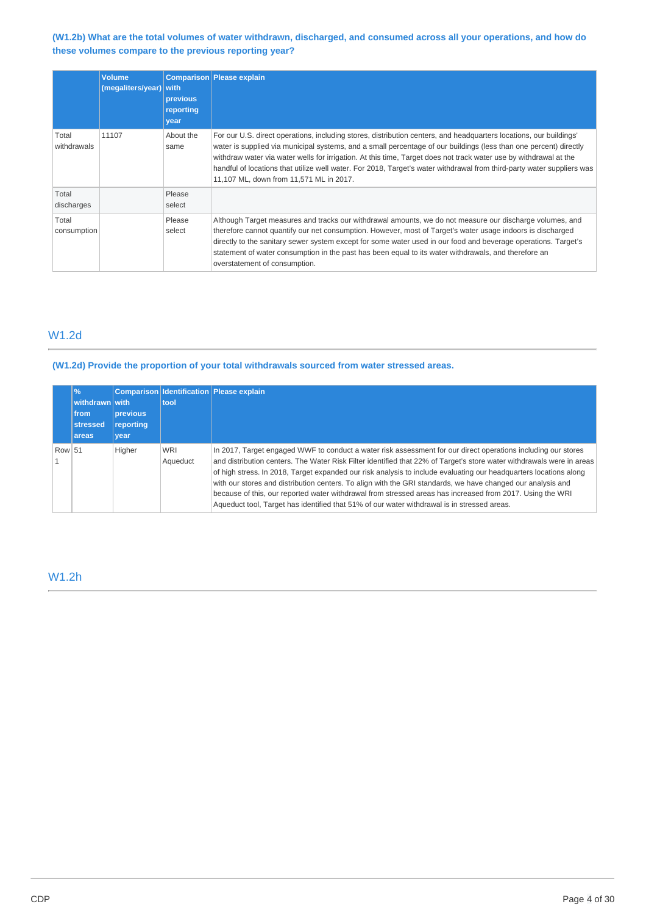**(W1.2b) What are the total volumes of water withdrawn, discharged, and consumed across all your operations, and how do these volumes compare to the previous reporting year?**

| | Volume (megaliters/year) | Comparison with previous reporting year | Please explain |
|---|---|---|---|
| Total withdrawals | 11107 | About the same | For our U.S. direct operations, including stores, distribution centers, and headquarters locations, our buildings' water is supplied via municipal systems, and a small percentage of our buildings (less than one percent) directly withdraw water via water wells for irrigation. At this time, Target does not track water use by withdrawal at the handful of locations that utilize well water. For 2018, Target's water withdrawal from third-party water suppliers was 11,107 ML, down from 11,571 ML in 2017. |
| Total discharges | | Please select | |
| Total consumption | | Please select | Although Target measures and tracks our withdrawal amounts, we do not measure our discharge volumes, and therefore cannot quantify our net consumption. However, most of Target's water usage indoors is discharged directly to the sanitary sewer system except for some water used in our food and beverage operations. Target's statement of water consumption in the past has been equal to its water withdrawals, and therefore an overstatement of consumption. |

## W1.2d

**(W1.2d) Provide the proportion of your total withdrawals sourced from water stressed areas.**

| | % withdrawn from stressed areas | Comparison with previous reporting year | Identification tool | Please explain |
|---|---|---|---|---|
| Row 1 | 51 | Higher | WRI Aqueduct | In 2017, Target engaged WWF to conduct a water risk assessment for our direct operations including our stores and distribution centers. The Water Risk Filter identified that 22% of Target's store water withdrawals were in areas of high stress. In 2018, Target expanded our risk analysis to include evaluating our headquarters locations along with our stores and distribution centers. To align with the GRI standards, we have changed our analysis and because of this, our reported water withdrawal from stressed areas has increased from 2017. Using the WRI Aqueduct tool, Target has identified that 51% of our water withdrawal is in stressed areas. |

## W1.2h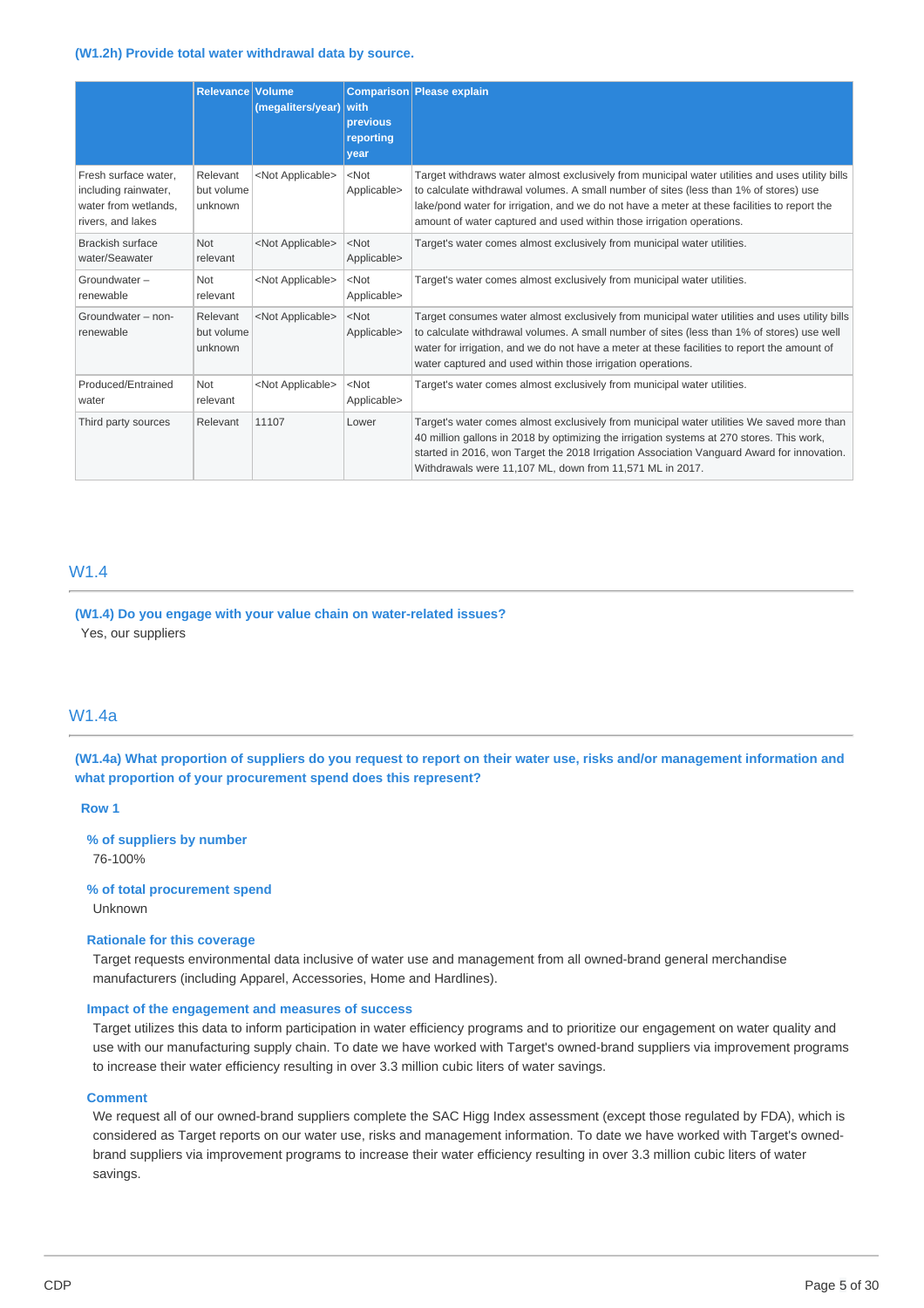**(W1.2h) Provide total water withdrawal data by source.**

| | Relevance | Volume (megaliters/year) | Comparison with previous reporting year | Please explain |
|---|---|---|---|---|
| Fresh surface water, including rainwater, water from wetlands, rivers, and lakes | Relevant but volume unknown | <Not Applicable> | <Not Applicable> | Target withdraws water almost exclusively from municipal water utilities and uses utility bills to calculate withdrawal volumes. A small number of sites (less than 1% of stores) use lake/pond water for irrigation, and we do not have a meter at these facilities to report the amount of water captured and used within those irrigation operations. |
| Brackish surface water/Seawater | Not relevant | <Not Applicable> | <Not Applicable> | Target's water comes almost exclusively from municipal water utilities. |
| Groundwater – renewable | Not relevant | <Not Applicable> | <Not Applicable> | Target's water comes almost exclusively from municipal water utilities. |
| Groundwater – non-renewable | Relevant but volume unknown | <Not Applicable> | <Not Applicable> | Target consumes water almost exclusively from municipal water utilities and uses utility bills to calculate withdrawal volumes. A small number of sites (less than 1% of stores) use well water for irrigation, and we do not have a meter at these facilities to report the amount of water captured and used within those irrigation operations. |
| Produced/Entrained water | Not relevant | <Not Applicable> | <Not Applicable> | Target's water comes almost exclusively from municipal water utilities. |
| Third party sources | Relevant | 11107 | Lower | Target's water comes almost exclusively from municipal water utilities We saved more than 40 million gallons in 2018 by optimizing the irrigation systems at 270 stores. This work, started in 2016, won Target the 2018 Irrigation Association Vanguard Award for innovation. Withdrawals were 11,107 ML, down from 11,571 ML in 2017. |

## W1.4

**(W1.4) Do you engage with your value chain on water-related issues?**

Yes, our suppliers

## W1.4a

**(W1.4a) What proportion of suppliers do you request to report on their water use, risks and/or management information and what proportion of your procurement spend does this represent?**

**Row 1**

**% of suppliers by number**

76-100%

**% of total procurement spend**

Unknown

**Rationale for this coverage**

Target requests environmental data inclusive of water use and management from all owned-brand general merchandise manufacturers (including Apparel, Accessories, Home and Hardlines).

**Impact of the engagement and measures of success**

Target utilizes this data to inform participation in water efficiency programs and to prioritize our engagement on water quality and use with our manufacturing supply chain. To date we have worked with Target's owned-brand suppliers via improvement programs to increase their water efficiency resulting in over 3.3 million cubic liters of water savings.

**Comment**

We request all of our owned-brand suppliers complete the SAC Higg Index assessment (except those regulated by FDA), which is considered as Target reports on our water use, risks and management information. To date we have worked with Target's owned-brand suppliers via improvement programs to increase their water efficiency resulting in over 3.3 million cubic liters of water savings.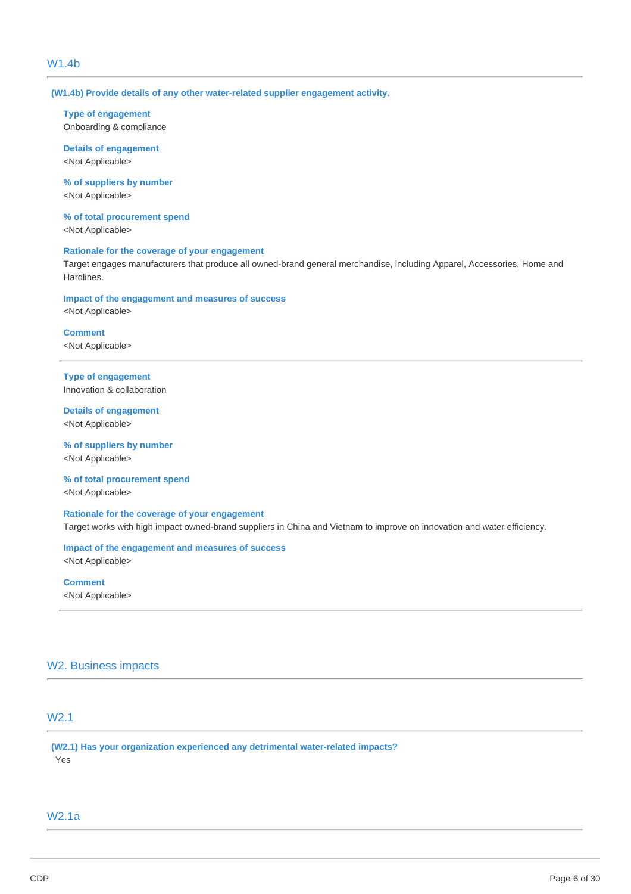## W1.4b

**(W1.4b) Provide details of any other water-related supplier engagement activity.**

**Type of engagement**
Onboarding & compliance

**Details of engagement**
<Not Applicable>

**% of suppliers by number**
<Not Applicable>

**% of total procurement spend**
<Not Applicable>

**Rationale for the coverage of your engagement**
Target engages manufacturers that produce all owned-brand general merchandise, including Apparel, Accessories, Home and Hardlines.

**Impact of the engagement and measures of success**
<Not Applicable>

**Comment**
<Not Applicable>

---

**Type of engagement**
Innovation & collaboration

**Details of engagement**
<Not Applicable>

**% of suppliers by number**
<Not Applicable>

**% of total procurement spend**
<Not Applicable>

**Rationale for the coverage of your engagement**
Target works with high impact owned-brand suppliers in China and Vietnam to improve on innovation and water efficiency.

**Impact of the engagement and measures of success**
<Not Applicable>

**Comment**
<Not Applicable>

---

# W2. Business impacts

## W2.1

**(W2.1) Has your organization experienced any detrimental water-related impacts?**
Yes

## W2.1a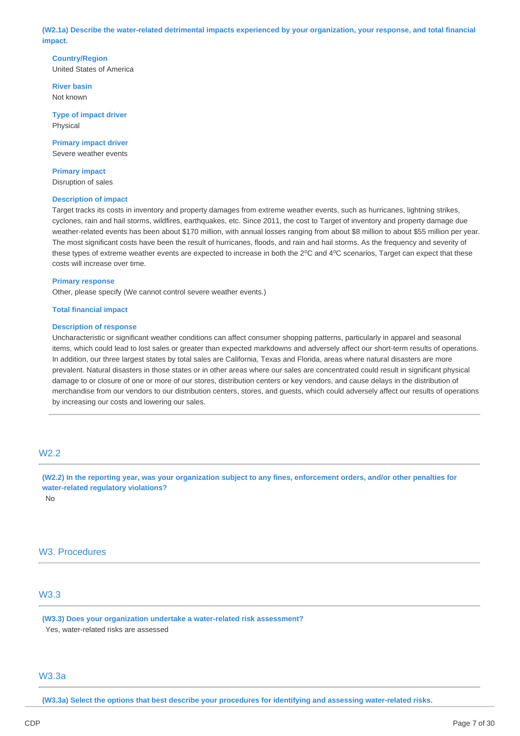**(W2.1a) Describe the water-related detrimental impacts experienced by your organization, your response, and total financial impact.**

**Country/Region**
United States of America

**River basin**
Not known

**Type of impact driver**
Physical

**Primary impact driver**
Severe weather events

**Primary impact**
Disruption of sales

**Description of impact**
Target tracks its costs in inventory and property damages from extreme weather events, such as hurricanes, lightning strikes, cyclones, rain and hail storms, wildfires, earthquakes, etc. Since 2011, the cost to Target of inventory and property damage due weather-related events has been about $170 million, with annual losses ranging from about $8 million to about $55 million per year. The most significant costs have been the result of hurricanes, floods, and rain and hail storms. As the frequency and severity of these types of extreme weather events are expected to increase in both the 2ºC and 4ºC scenarios, Target can expect that these costs will increase over time.

**Primary response**
Other, please specify (We cannot control severe weather events.)

**Total financial impact**

**Description of response**
Uncharacteristic or significant weather conditions can affect consumer shopping patterns, particularly in apparel and seasonal items, which could lead to lost sales or greater than expected markdowns and adversely affect our short-term results of operations. In addition, our three largest states by total sales are California, Texas and Florida, areas where natural disasters are more prevalent. Natural disasters in those states or in other areas where our sales are concentrated could result in significant physical damage to or closure of one or more of our stores, distribution centers or key vendors, and cause delays in the distribution of merchandise from our vendors to our distribution centers, stores, and guests, which could adversely affect our results of operations by increasing our costs and lowering our sales.

## W2.2

**(W2.2) In the reporting year, was your organization subject to any fines, enforcement orders, and/or other penalties for water-related regulatory violations?**
No

# W3. Procedures

## W3.3

**(W3.3) Does your organization undertake a water-related risk assessment?**
Yes, water-related risks are assessed

## W3.3a

**(W3.3a) Select the options that best describe your procedures for identifying and assessing water-related risks.**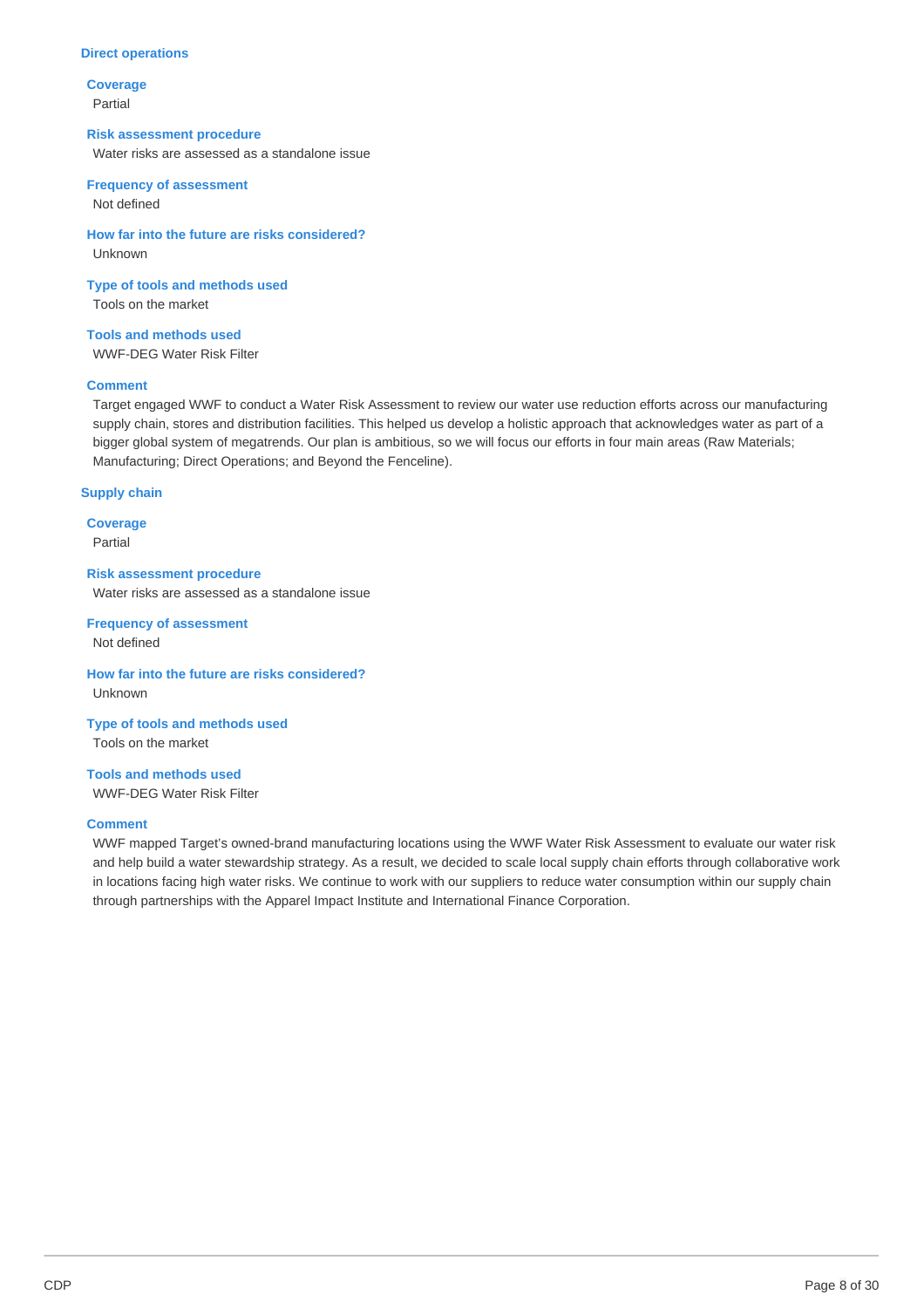### Direct operations

**Coverage**
Partial

**Risk assessment procedure**
Water risks are assessed as a standalone issue

**Frequency of assessment**
Not defined

**How far into the future are risks considered?**
Unknown

**Type of tools and methods used**
Tools on the market

**Tools and methods used**
WWF-DEG Water Risk Filter

**Comment**
Target engaged WWF to conduct a Water Risk Assessment to review our water use reduction efforts across our manufacturing supply chain, stores and distribution facilities. This helped us develop a holistic approach that acknowledges water as part of a bigger global system of megatrends. Our plan is ambitious, so we will focus our efforts in four main areas (Raw Materials; Manufacturing; Direct Operations; and Beyond the Fenceline).

### Supply chain

**Coverage**
Partial

**Risk assessment procedure**
Water risks are assessed as a standalone issue

**Frequency of assessment**
Not defined

**How far into the future are risks considered?**
Unknown

**Type of tools and methods used**
Tools on the market

**Tools and methods used**
WWF-DEG Water Risk Filter

**Comment**
WWF mapped Target's owned-brand manufacturing locations using the WWF Water Risk Assessment to evaluate our water risk and help build a water stewardship strategy. As a result, we decided to scale local supply chain efforts through collaborative work in locations facing high water risks. We continue to work with our suppliers to reduce water consumption within our supply chain through partnerships with the Apparel Impact Institute and International Finance Corporation.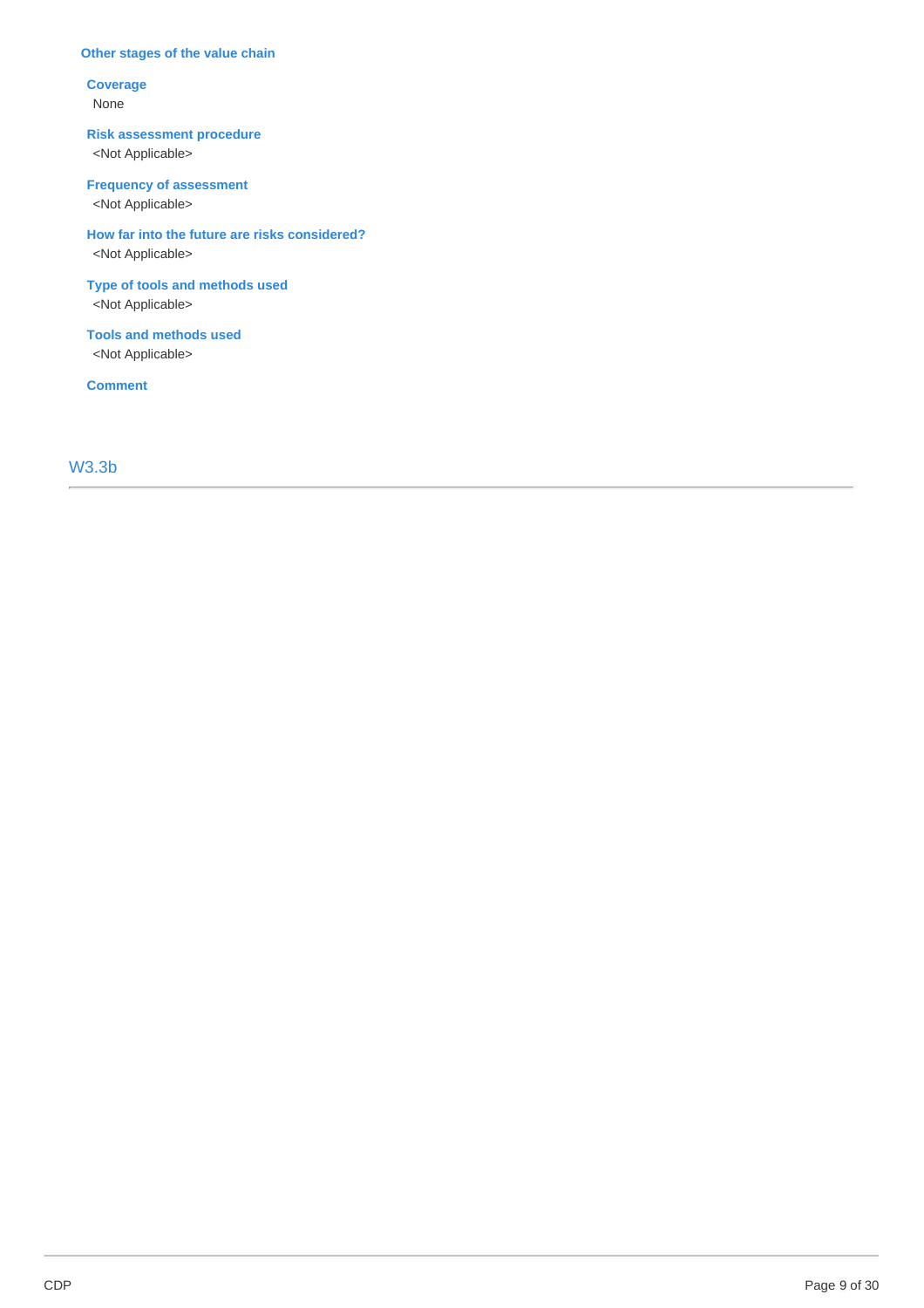**Other stages of the value chain**

**Coverage**
None

**Risk assessment procedure**
<Not Applicable>

**Frequency of assessment**
<Not Applicable>

**How far into the future are risks considered?**
<Not Applicable>

**Type of tools and methods used**
<Not Applicable>

**Tools and methods used**
<Not Applicable>

**Comment**

## W3.3b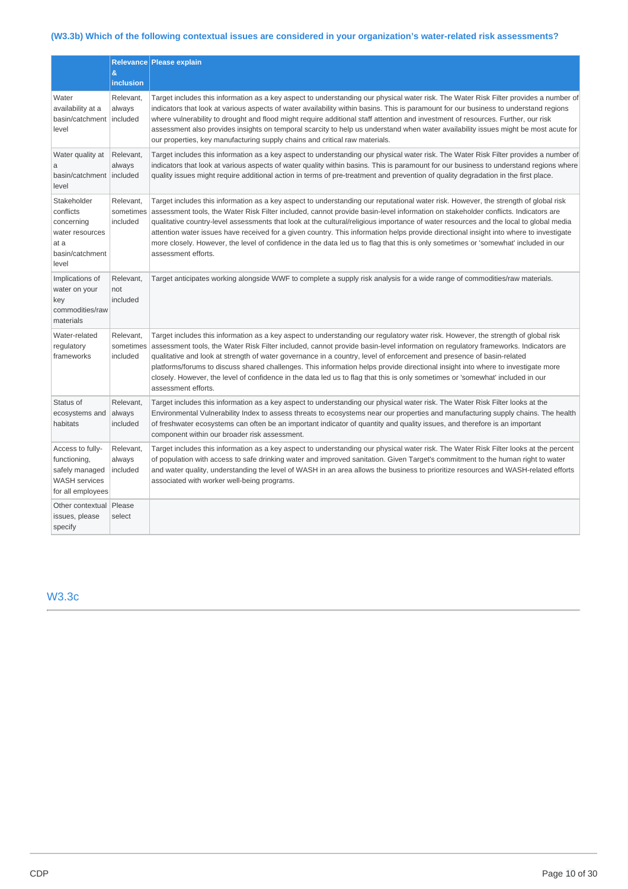### (W3.3b) Which of the following contextual issues are considered in your organization's water-related risk assessments?

| | Relevance & inclusion | Please explain |
|---|---|---|
| Water availability at a basin/catchment level | Relevant, always included | Target includes this information as a key aspect to understanding our physical water risk. The Water Risk Filter provides a number of indicators that look at various aspects of water availability within basins. This is paramount for our business to understand regions where vulnerability to drought and flood might require additional staff attention and investment of resources. Further, our risk assessment also provides insights on temporal scarcity to help us understand when water availability issues might be most acute for our properties, key manufacturing supply chains and critical raw materials. |
| Water quality at a basin/catchment level | Relevant, always included | Target includes this information as a key aspect to understanding our physical water risk. The Water Risk Filter provides a number of indicators that look at various aspects of water quality within basins. This is paramount for our business to understand regions where quality issues might require additional action in terms of pre-treatment and prevention of quality degradation in the first place. |
| Stakeholder conflicts concerning water resources at a basin/catchment level | Relevant, sometimes included | Target includes this information as a key aspect to understanding our reputational water risk. However, the strength of global risk assessment tools, the Water Risk Filter included, cannot provide basin-level information on stakeholder conflicts. Indicators are qualitative country-level assessments that look at the cultural/religious importance of water resources and the local to global media attention water issues have received for a given country. This information helps provide directional insight into where to investigate more closely. However, the level of confidence in the data led us to flag that this is only sometimes or 'somewhat' included in our assessment efforts. |
| Implications of water on your key commodities/raw materials | Relevant, not included | Target anticipates working alongside WWF to complete a supply risk analysis for a wide range of commodities/raw materials. |
| Water-related regulatory frameworks | Relevant, sometimes included | Target includes this information as a key aspect to understanding our regulatory water risk. However, the strength of global risk assessment tools, the Water Risk Filter included, cannot provide basin-level information on regulatory frameworks. Indicators are qualitative and look at strength of water governance in a country, level of enforcement and presence of basin-related platforms/forums to discuss shared challenges. This information helps provide directional insight into where to investigate more closely. However, the level of confidence in the data led us to flag that this is only sometimes or 'somewhat' included in our assessment efforts. |
| Status of ecosystems and habitats | Relevant, always included | Target includes this information as a key aspect to understanding our physical water risk. The Water Risk Filter looks at the Environmental Vulnerability Index to assess threats to ecosystems near our properties and manufacturing supply chains. The health of freshwater ecosystems can often be an important indicator of quantity and quality issues, and therefore is an important component within our broader risk assessment. |
| Access to fully-functioning, safely managed WASH services for all employees | Relevant, always included | Target includes this information as a key aspect to understanding our physical water risk. The Water Risk Filter looks at the percent of population with access to safe drinking water and improved sanitation. Given Target's commitment to the human right to water and water quality, understanding the level of WASH in an area allows the business to prioritize resources and WASH-related efforts associated with worker well-being programs. |
| Other contextual issues, please specify | Please select | |

## W3.3c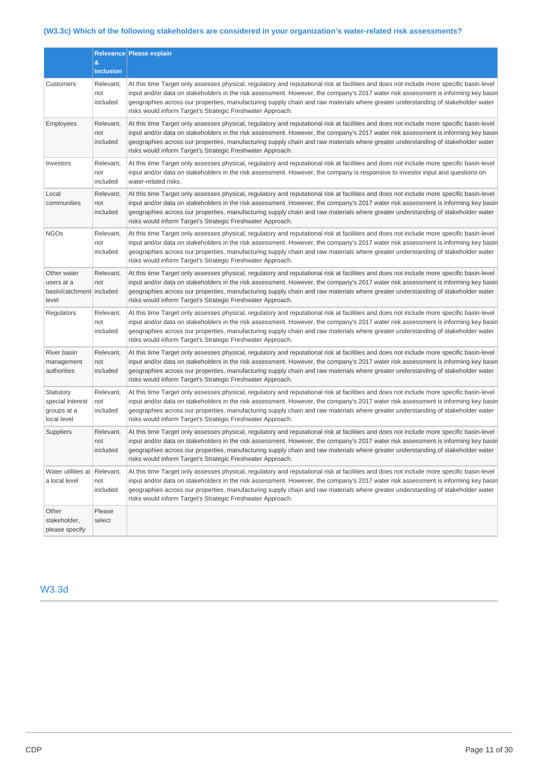### (W3.3c) Which of the following stakeholders are considered in your organization's water-related risk assessments?

| | Relevance & inclusion | Please explain |
|---|---|---|
| Customers | Relevant, not included | At this time Target only assesses physical, regulatory and reputational risk at facilities and does not include more specific basin-level input and/or data on stakeholders in the risk assessment. However, the company's 2017 water risk assessment is informing key basin geographies across our properties, manufacturing supply chain and raw materials where greater understanding of stakeholder water risks would inform Target's Strategic Freshwater Approach. |
| Employees | Relevant, not included | At this time Target only assesses physical, regulatory and reputational risk at facilities and does not include more specific basin-level input and/or data on stakeholders in the risk assessment. However, the company's 2017 water risk assessment is informing key basin geographies across our properties, manufacturing supply chain and raw materials where greater understanding of stakeholder water risks would inform Target's Strategic Freshwater Approach. |
| Investors | Relevant, not included | At this time Target only assesses physical, regulatory and reputational risk at facilities and does not include more specific basin-level input and/or data on stakeholders in the risk assessment. However, the company is responsive to investor input and questions on water-related risks. |
| Local communities | Relevant, not included | At this time Target only assesses physical, regulatory and reputational risk at facilities and does not include more specific basin-level input and/or data on stakeholders in the risk assessment. However, the company's 2017 water risk assessment is informing key basin geographies across our properties, manufacturing supply chain and raw materials where greater understanding of stakeholder water risks would inform Target's Strategic Freshwater Approach. |
| NGOs | Relevant, not included | At this time Target only assesses physical, regulatory and reputational risk at facilities and does not include more specific basin-level input and/or data on stakeholders in the risk assessment. However, the company's 2017 water risk assessment is informing key basin geographies across our properties, manufacturing supply chain and raw materials where greater understanding of stakeholder water risks would inform Target's Strategic Freshwater Approach. |
| Other water users at a basin/catchment level | Relevant, not included | At this time Target only assesses physical, regulatory and reputational risk at facilities and does not include more specific basin-level input and/or data on stakeholders in the risk assessment. However, the company's 2017 water risk assessment is informing key basin geographies across our properties, manufacturing supply chain and raw materials where greater understanding of stakeholder water risks would inform Target's Strategic Freshwater Approach. |
| Regulators | Relevant, not included | At this time Target only assesses physical, regulatory and reputational risk at facilities and does not include more specific basin-level input and/or data on stakeholders in the risk assessment. However, the company's 2017 water risk assessment is informing key basin geographies across our properties, manufacturing supply chain and raw materials where greater understanding of stakeholder water risks would inform Target's Strategic Freshwater Approach. |
| River basin management authorities | Relevant, not included | At this time Target only assesses physical, regulatory and reputational risk at facilities and does not include more specific basin-level input and/or data on stakeholders in the risk assessment. However, the company's 2017 water risk assessment is informing key basin geographies across our properties, manufacturing supply chain and raw materials where greater understanding of stakeholder water risks would inform Target's Strategic Freshwater Approach. |
| Statutory special interest groups at a local level | Relevant, not included | At this time Target only assesses physical, regulatory and reputational risk at facilities and does not include more specific basin-level input and/or data on stakeholders in the risk assessment. However, the company's 2017 water risk assessment is informing key basin geographies across our properties, manufacturing supply chain and raw materials where greater understanding of stakeholder water risks would inform Target's Strategic Freshwater Approach. |
| Suppliers | Relevant, not included | At this time Target only assesses physical, regulatory and reputational risk at facilities and does not include more specific basin-level input and/or data on stakeholders in the risk assessment. However, the company's 2017 water risk assessment is informing key basin geographies across our properties, manufacturing supply chain and raw materials where greater understanding of stakeholder water risks would inform Target's Strategic Freshwater Approach. |
| Water utilities at a local level | Relevant, not included | At this time Target only assesses physical, regulatory and reputational risk at facilities and does not include more specific basin-level input and/or data on stakeholders in the risk assessment. However, the company's 2017 water risk assessment is informing key basin geographies across our properties, manufacturing supply chain and raw materials where greater understanding of stakeholder water risks would inform Target's Strategic Freshwater Approach. |
| Other stakeholder, please specify | Please select | |

## W3.3d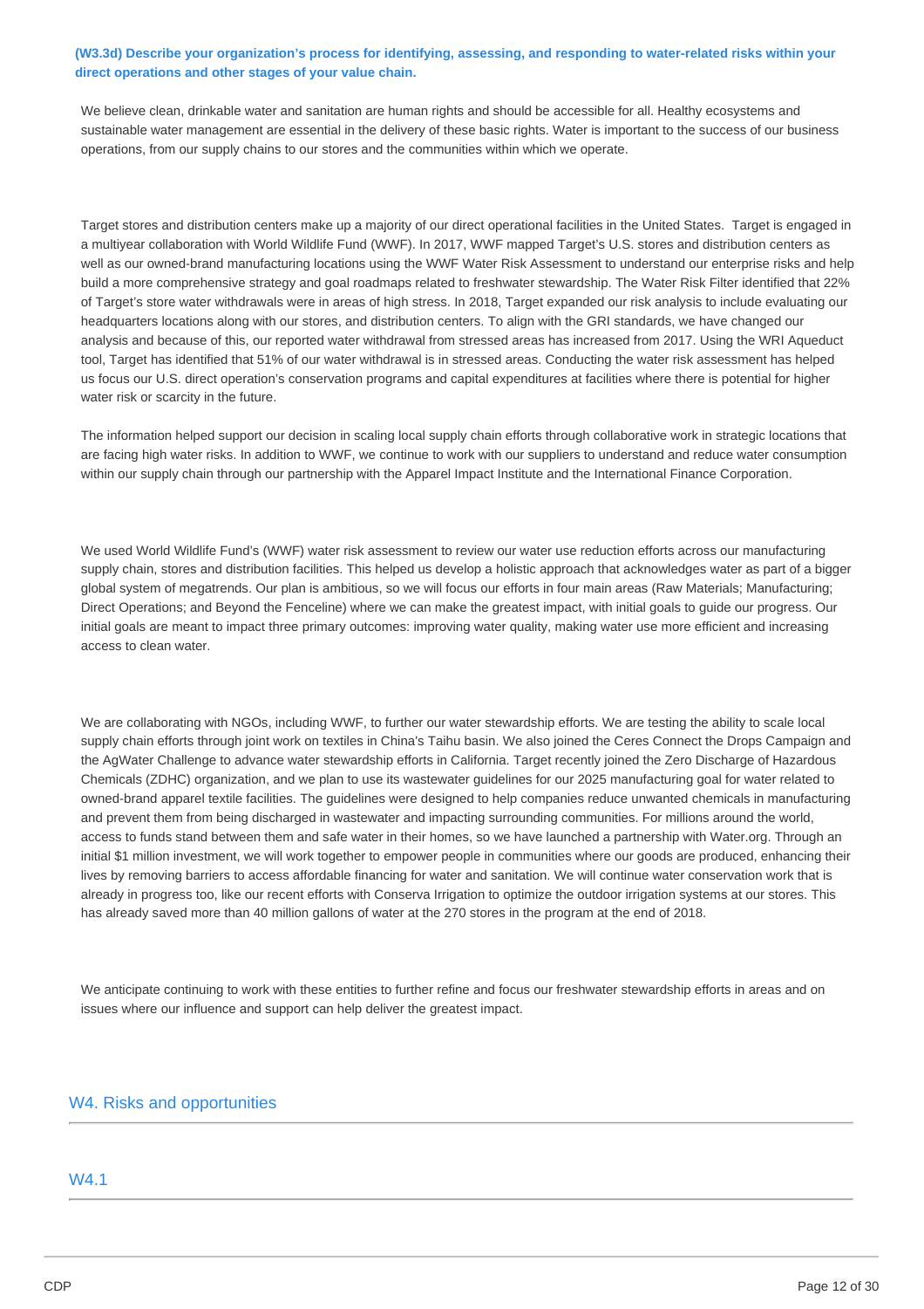**(W3.3d) Describe your organization's process for identifying, assessing, and responding to water-related risks within your direct operations and other stages of your value chain.**

We believe clean, drinkable water and sanitation are human rights and should be accessible for all. Healthy ecosystems and sustainable water management are essential in the delivery of these basic rights. Water is important to the success of our business operations, from our supply chains to our stores and the communities within which we operate.

Target stores and distribution centers make up a majority of our direct operational facilities in the United States. Target is engaged in a multiyear collaboration with World Wildlife Fund (WWF). In 2017, WWF mapped Target's U.S. stores and distribution centers as well as our owned-brand manufacturing locations using the WWF Water Risk Assessment to understand our enterprise risks and help build a more comprehensive strategy and goal roadmaps related to freshwater stewardship. The Water Risk Filter identified that 22% of Target's store water withdrawals were in areas of high stress. In 2018, Target expanded our risk analysis to include evaluating our headquarters locations along with our stores, and distribution centers. To align with the GRI standards, we have changed our analysis and because of this, our reported water withdrawal from stressed areas has increased from 2017. Using the WRI Aqueduct tool, Target has identified that 51% of our water withdrawal is in stressed areas. Conducting the water risk assessment has helped us focus our U.S. direct operation's conservation programs and capital expenditures at facilities where there is potential for higher water risk or scarcity in the future.

The information helped support our decision in scaling local supply chain efforts through collaborative work in strategic locations that are facing high water risks. In addition to WWF, we continue to work with our suppliers to understand and reduce water consumption within our supply chain through our partnership with the Apparel Impact Institute and the International Finance Corporation.

We used World Wildlife Fund's (WWF) water risk assessment to review our water use reduction efforts across our manufacturing supply chain, stores and distribution facilities. This helped us develop a holistic approach that acknowledges water as part of a bigger global system of megatrends. Our plan is ambitious, so we will focus our efforts in four main areas (Raw Materials; Manufacturing; Direct Operations; and Beyond the Fenceline) where we can make the greatest impact, with initial goals to guide our progress. Our initial goals are meant to impact three primary outcomes: improving water quality, making water use more efficient and increasing access to clean water.

We are collaborating with NGOs, including WWF, to further our water stewardship efforts. We are testing the ability to scale local supply chain efforts through joint work on textiles in China's Taihu basin. We also joined the Ceres Connect the Drops Campaign and the AgWater Challenge to advance water stewardship efforts in California. Target recently joined the Zero Discharge of Hazardous Chemicals (ZDHC) organization, and we plan to use its wastewater guidelines for our 2025 manufacturing goal for water related to owned-brand apparel textile facilities. The guidelines were designed to help companies reduce unwanted chemicals in manufacturing and prevent them from being discharged in wastewater and impacting surrounding communities. For millions around the world, access to funds stand between them and safe water in their homes, so we have launched a partnership with Water.org. Through an initial $1 million investment, we will work together to empower people in communities where our goods are produced, enhancing their lives by removing barriers to access affordable financing for water and sanitation. We will continue water conservation work that is already in progress too, like our recent efforts with Conserva Irrigation to optimize the outdoor irrigation systems at our stores. This has already saved more than 40 million gallons of water at the 270 stores in the program at the end of 2018.

We anticipate continuing to work with these entities to further refine and focus our freshwater stewardship efforts in areas and on issues where our influence and support can help deliver the greatest impact.

## W4. Risks and opportunities

### W4.1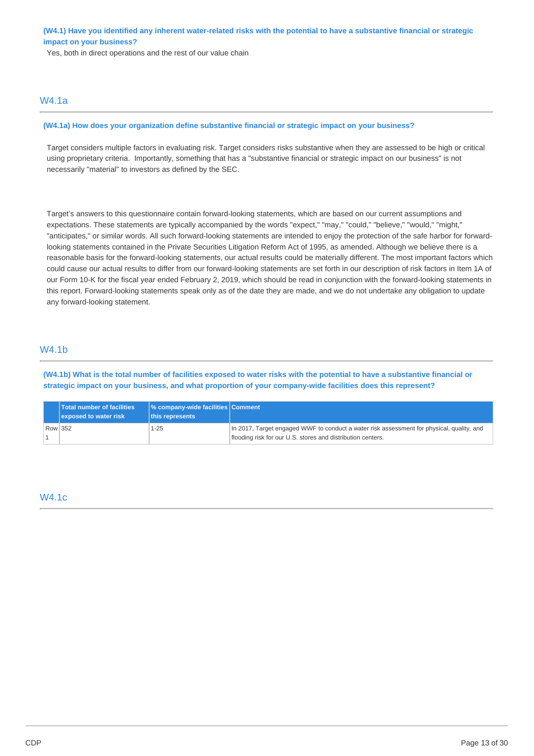**(W4.1) Have you identified any inherent water-related risks with the potential to have a substantive financial or strategic impact on your business?**

Yes, both in direct operations and the rest of our value chain

## W4.1a

**(W4.1a) How does your organization define substantive financial or strategic impact on your business?**

Target considers multiple factors in evaluating risk. Target considers risks substantive when they are assessed to be high or critical using proprietary criteria. Importantly, something that has a "substantive financial or strategic impact on our business" is not necessarily "material" to investors as defined by the SEC.

Target's answers to this questionnaire contain forward-looking statements, which are based on our current assumptions and expectations. These statements are typically accompanied by the words "expect," "may," "could," "believe," "would," "might," "anticipates," or similar words. All such forward-looking statements are intended to enjoy the protection of the safe harbor for forward-looking statements contained in the Private Securities Litigation Reform Act of 1995, as amended. Although we believe there is a reasonable basis for the forward-looking statements, our actual results could be materially different. The most important factors which could cause our actual results to differ from our forward-looking statements are set forth in our description of risk factors in Item 1A of our Form 10-K for the fiscal year ended February 2, 2019, which should be read in conjunction with the forward-looking statements in this report. Forward-looking statements speak only as of the date they are made, and we do not undertake any obligation to update any forward-looking statement.

## W4.1b

**(W4.1b) What is the total number of facilities exposed to water risks with the potential to have a substantive financial or strategic impact on your business, and what proportion of your company-wide facilities does this represent?**

| | Total number of facilities exposed to water risk | % company-wide facilities this represents | Comment |
|---|---|---|---|
| Row 1 | 352 | 1-25 | In 2017, Target engaged WWF to conduct a water risk assessment for physical, quality, and flooding risk for our U.S. stores and distribution centers. |

## W4.1c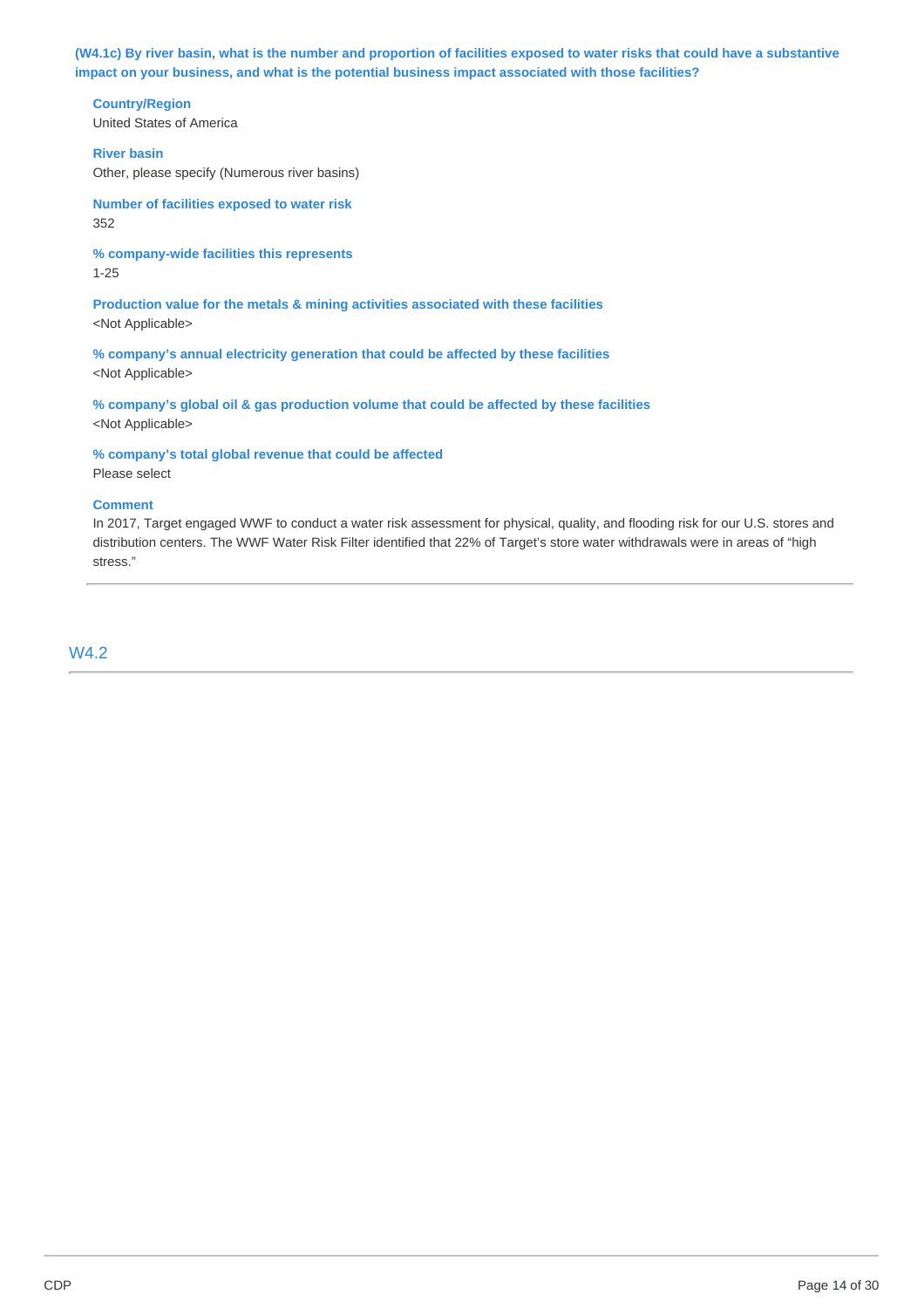**(W4.1c) By river basin, what is the number and proportion of facilities exposed to water risks that could have a substantive impact on your business, and what is the potential business impact associated with those facilities?**

**Country/Region**
United States of America

**River basin**
Other, please specify (Numerous river basins)

**Number of facilities exposed to water risk**
352

**% company-wide facilities this represents**
1-25

**Production value for the metals & mining activities associated with these facilities**
<Not Applicable>

**% company's annual electricity generation that could be affected by these facilities**
<Not Applicable>

**% company's global oil & gas production volume that could be affected by these facilities**
<Not Applicable>

**% company's total global revenue that could be affected**
Please select

**Comment**
In 2017, Target engaged WWF to conduct a water risk assessment for physical, quality, and flooding risk for our U.S. stores and distribution centers. The WWF Water Risk Filter identified that 22% of Target's store water withdrawals were in areas of "high stress."

---

## W4.2

---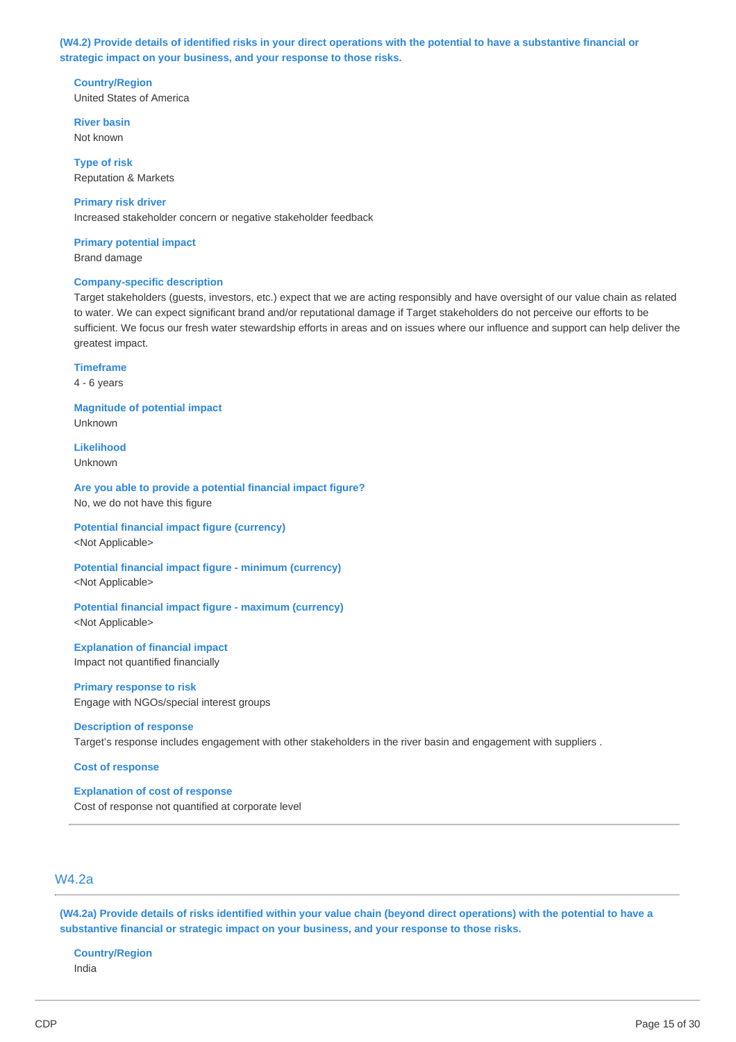**(W4.2) Provide details of identified risks in your direct operations with the potential to have a substantive financial or strategic impact on your business, and your response to those risks.**

**Country/Region**
United States of America

**River basin**
Not known

**Type of risk**
Reputation & Markets

**Primary risk driver**
Increased stakeholder concern or negative stakeholder feedback

**Primary potential impact**
Brand damage

**Company-specific description**
Target stakeholders (guests, investors, etc.) expect that we are acting responsibly and have oversight of our value chain as related to water. We can expect significant brand and/or reputational damage if Target stakeholders do not perceive our efforts to be sufficient. We focus our fresh water stewardship efforts in areas and on issues where our influence and support can help deliver the greatest impact.

**Timeframe**
4 - 6 years

**Magnitude of potential impact**
Unknown

**Likelihood**
Unknown

**Are you able to provide a potential financial impact figure?**
No, we do not have this figure

**Potential financial impact figure (currency)**
<Not Applicable>

**Potential financial impact figure - minimum (currency)**
<Not Applicable>

**Potential financial impact figure - maximum (currency)**
<Not Applicable>

**Explanation of financial impact**
Impact not quantified financially

**Primary response to risk**
Engage with NGOs/special interest groups

**Description of response**
Target's response includes engagement with other stakeholders in the river basin and engagement with suppliers .

**Cost of response**

**Explanation of cost of response**
Cost of response not quantified at corporate level

## W4.2a

**(W4.2a) Provide details of risks identified within your value chain (beyond direct operations) with the potential to have a substantive financial or strategic impact on your business, and your response to those risks.**

**Country/Region**
India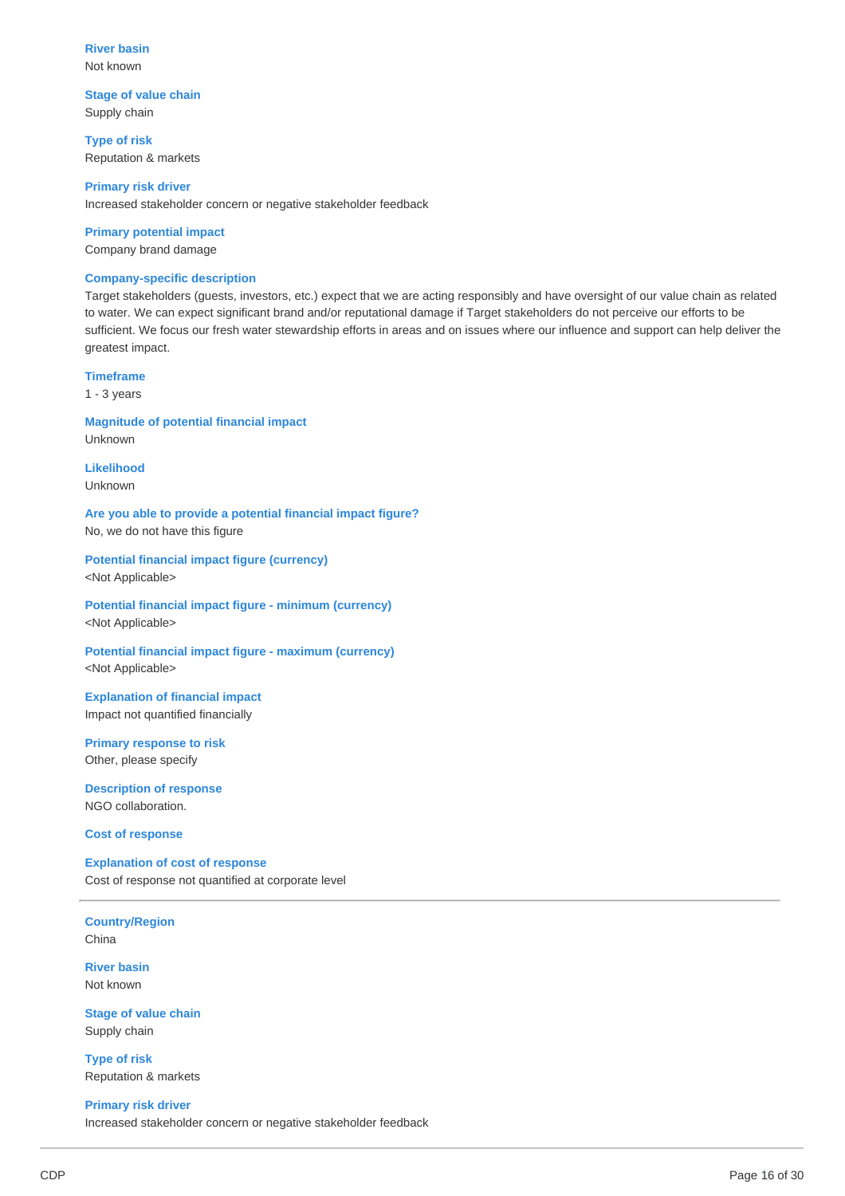**River basin**
Not known

**Stage of value chain**
Supply chain

**Type of risk**
Reputation & markets

**Primary risk driver**
Increased stakeholder concern or negative stakeholder feedback

**Primary potential impact**
Company brand damage

**Company-specific description**
Target stakeholders (guests, investors, etc.) expect that we are acting responsibly and have oversight of our value chain as related to water. We can expect significant brand and/or reputational damage if Target stakeholders do not perceive our efforts to be sufficient. We focus our fresh water stewardship efforts in areas and on issues where our influence and support can help deliver the greatest impact.

**Timeframe**
1 - 3 years

**Magnitude of potential financial impact**
Unknown

**Likelihood**
Unknown

**Are you able to provide a potential financial impact figure?**
No, we do not have this figure

**Potential financial impact figure (currency)**
<Not Applicable>

**Potential financial impact figure - minimum (currency)**
<Not Applicable>

**Potential financial impact figure - maximum (currency)**
<Not Applicable>

**Explanation of financial impact**
Impact not quantified financially

**Primary response to risk**
Other, please specify

**Description of response**
NGO collaboration.

**Cost of response**

**Explanation of cost of response**
Cost of response not quantified at corporate level

---

**Country/Region**
China

**River basin**
Not known

**Stage of value chain**
Supply chain

**Type of risk**
Reputation & markets

**Primary risk driver**
Increased stakeholder concern or negative stakeholder feedback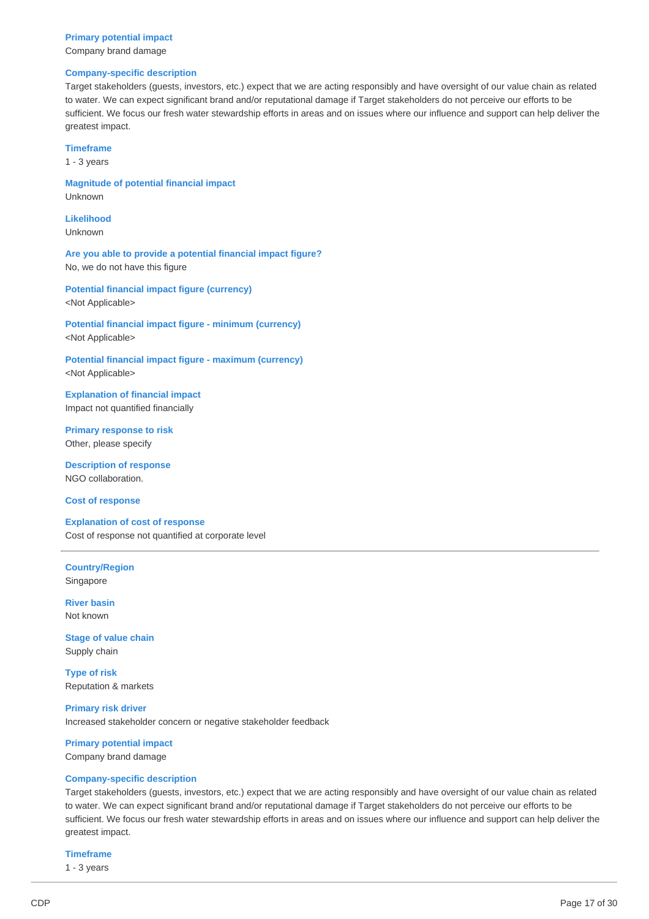**Primary potential impact**
Company brand damage

**Company-specific description**
Target stakeholders (guests, investors, etc.) expect that we are acting responsibly and have oversight of our value chain as related to water. We can expect significant brand and/or reputational damage if Target stakeholders do not perceive our efforts to be sufficient. We focus our fresh water stewardship efforts in areas and on issues where our influence and support can help deliver the greatest impact.

**Timeframe**
1 - 3 years

**Magnitude of potential financial impact**
Unknown

**Likelihood**
Unknown

**Are you able to provide a potential financial impact figure?**
No, we do not have this figure

**Potential financial impact figure (currency)**
<Not Applicable>

**Potential financial impact figure - minimum (currency)**
<Not Applicable>

**Potential financial impact figure - maximum (currency)**
<Not Applicable>

**Explanation of financial impact**
Impact not quantified financially

**Primary response to risk**
Other, please specify

**Description of response**
NGO collaboration.

**Cost of response**

**Explanation of cost of response**
Cost of response not quantified at corporate level

---

**Country/Region**
Singapore

**River basin**
Not known

**Stage of value chain**
Supply chain

**Type of risk**
Reputation & markets

**Primary risk driver**
Increased stakeholder concern or negative stakeholder feedback

**Primary potential impact**
Company brand damage

**Company-specific description**
Target stakeholders (guests, investors, etc.) expect that we are acting responsibly and have oversight of our value chain as related to water. We can expect significant brand and/or reputational damage if Target stakeholders do not perceive our efforts to be sufficient. We focus our fresh water stewardship efforts in areas and on issues where our influence and support can help deliver the greatest impact.

**Timeframe**
1 - 3 years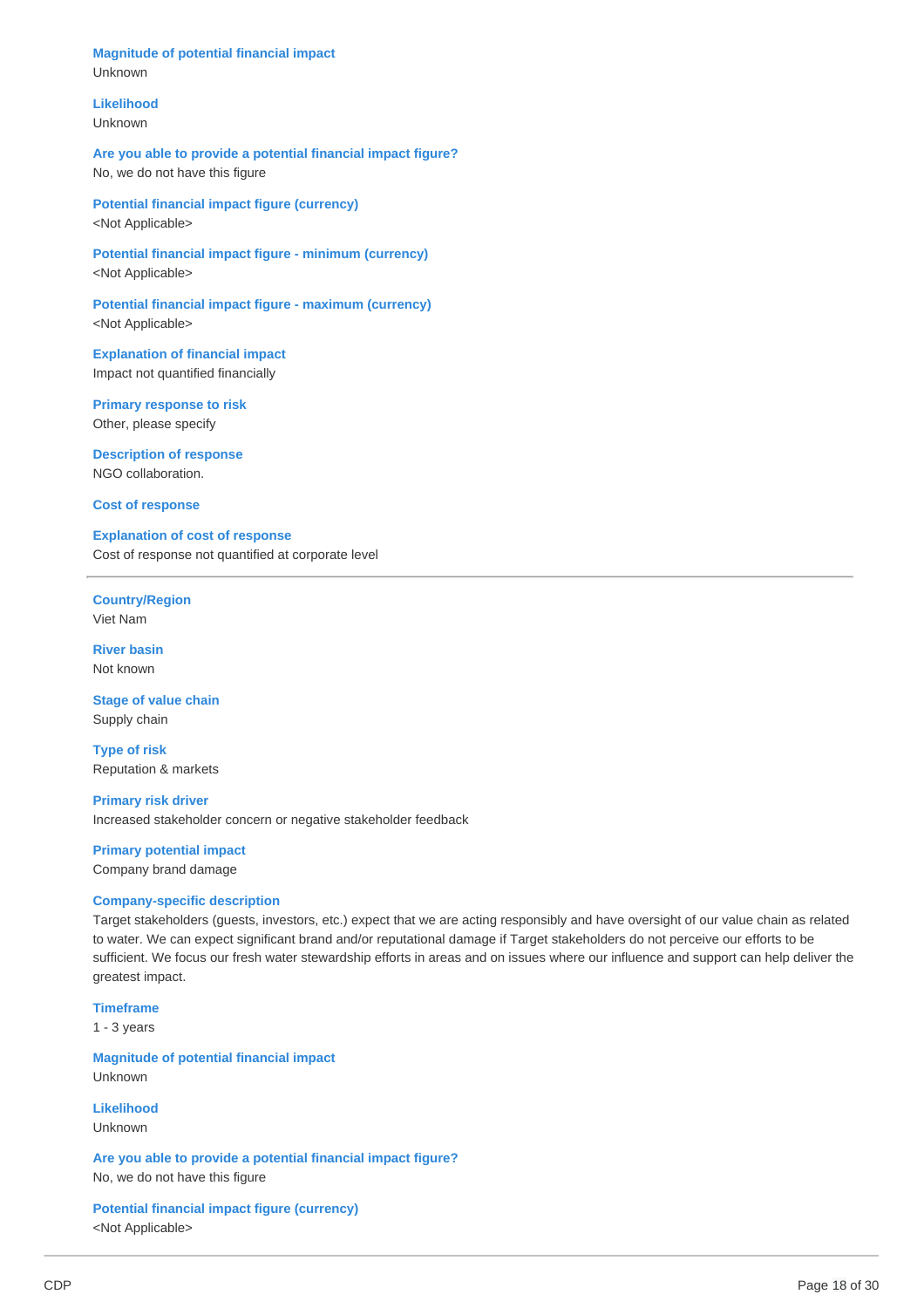**Magnitude of potential financial impact**
Unknown

**Likelihood**
Unknown

**Are you able to provide a potential financial impact figure?**
No, we do not have this figure

**Potential financial impact figure (currency)**
<Not Applicable>

**Potential financial impact figure - minimum (currency)**
<Not Applicable>

**Potential financial impact figure - maximum (currency)**
<Not Applicable>

**Explanation of financial impact**
Impact not quantified financially

**Primary response to risk**
Other, please specify

**Description of response**
NGO collaboration.

**Cost of response**

**Explanation of cost of response**
Cost of response not quantified at corporate level

---

**Country/Region**
Viet Nam

**River basin**
Not known

**Stage of value chain**
Supply chain

**Type of risk**
Reputation & markets

**Primary risk driver**
Increased stakeholder concern or negative stakeholder feedback

**Primary potential impact**
Company brand damage

**Company-specific description**
Target stakeholders (guests, investors, etc.) expect that we are acting responsibly and have oversight of our value chain as related to water. We can expect significant brand and/or reputational damage if Target stakeholders do not perceive our efforts to be sufficient. We focus our fresh water stewardship efforts in areas and on issues where our influence and support can help deliver the greatest impact.

**Timeframe**
1 - 3 years

**Magnitude of potential financial impact**
Unknown

**Likelihood**
Unknown

**Are you able to provide a potential financial impact figure?**
No, we do not have this figure

**Potential financial impact figure (currency)**
<Not Applicable>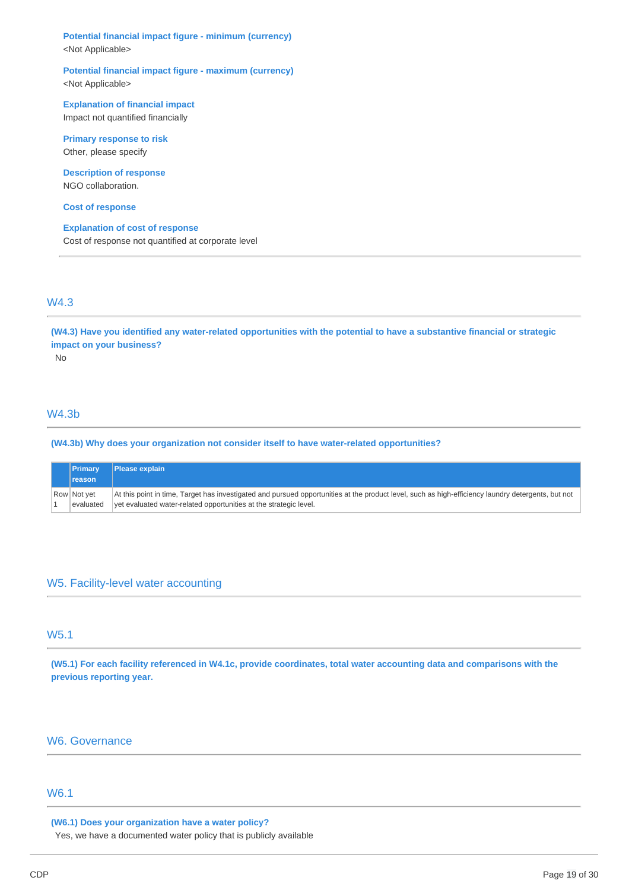**Potential financial impact figure - minimum (currency)**
<Not Applicable>

**Potential financial impact figure - maximum (currency)**
<Not Applicable>

**Explanation of financial impact**
Impact not quantified financially

**Primary response to risk**
Other, please specify

**Description of response**
NGO collaboration.

**Cost of response**

**Explanation of cost of response**
Cost of response not quantified at corporate level

## W4.3

**(W4.3) Have you identified any water-related opportunities with the potential to have a substantive financial or strategic impact on your business?**
No

## W4.3b

**(W4.3b) Why does your organization not consider itself to have water-related opportunities?**

| | Primary reason | Please explain |
|---|---|---|
| Row 1 | Not yet evaluated | At this point in time, Target has investigated and pursued opportunities at the product level, such as high-efficiency laundry detergents, but not yet evaluated water-related opportunities at the strategic level. |

# W5. Facility-level water accounting

## W5.1

**(W5.1) For each facility referenced in W4.1c, provide coordinates, total water accounting data and comparisons with the previous reporting year.**

# W6. Governance

## W6.1

**(W6.1) Does your organization have a water policy?**
Yes, we have a documented water policy that is publicly available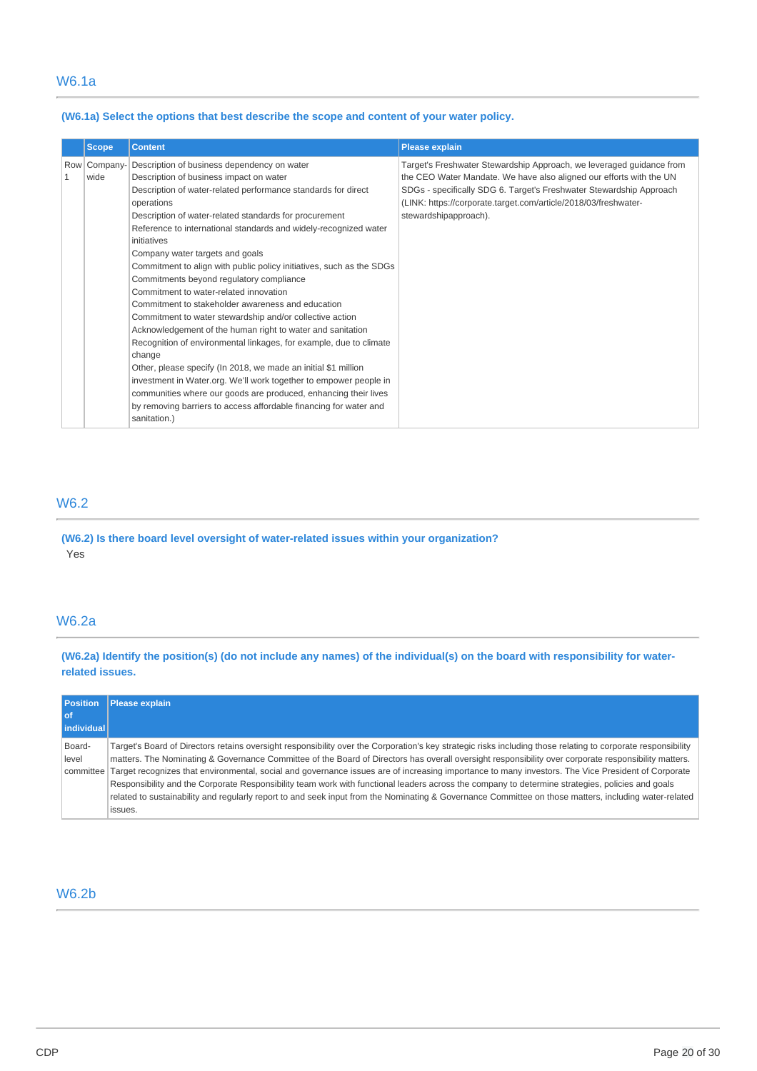## W6.1a

**(W6.1a) Select the options that best describe the scope and content of your water policy.**

| | Scope | Content | Please explain |
|---|---|---|---|
| Row 1 | Company-wide | Description of business dependency on water<br>Description of business impact on water<br>Description of water-related performance standards for direct operations<br>Description of water-related standards for procurement<br>Reference to international standards and widely-recognized water initiatives<br>Company water targets and goals<br>Commitment to align with public policy initiatives, such as the SDGs<br>Commitments beyond regulatory compliance<br>Commitment to water-related innovation<br>Commitment to stakeholder awareness and education<br>Commitment to water stewardship and/or collective action<br>Acknowledgement of the human right to water and sanitation<br>Recognition of environmental linkages, for example, due to climate change<br>Other, please specify (In 2018, we made an initial $1 million investment in Water.org. We'll work together to empower people in communities where our goods are produced, enhancing their lives by removing barriers to access affordable financing for water and sanitation.) | Target's Freshwater Stewardship Approach, we leveraged guidance from the CEO Water Mandate. We have also aligned our efforts with the UN SDGs - specifically SDG 6. Target's Freshwater Stewardship Approach (LINK: https://corporate.target.com/article/2018/03/freshwater-stewardshipapproach). |

## W6.2

**(W6.2) Is there board level oversight of water-related issues within your organization?**

Yes

## W6.2a

**(W6.2a) Identify the position(s) (do not include any names) of the individual(s) on the board with responsibility for water-related issues.**

| Position of individual | Please explain |
|---|---|
| Board-level committee | Target's Board of Directors retains oversight responsibility over the Corporation's key strategic risks including those relating to corporate responsibility matters. The Nominating & Governance Committee of the Board of Directors has overall oversight responsibility over corporate responsibility matters. Target recognizes that environmental, social and governance issues are of increasing importance to many investors. The Vice President of Corporate Responsibility and the Corporate Responsibility team work with functional leaders across the company to determine strategies, policies and goals related to sustainability and regularly report to and seek input from the Nominating & Governance Committee on those matters, including water-related issues. |

## W6.2b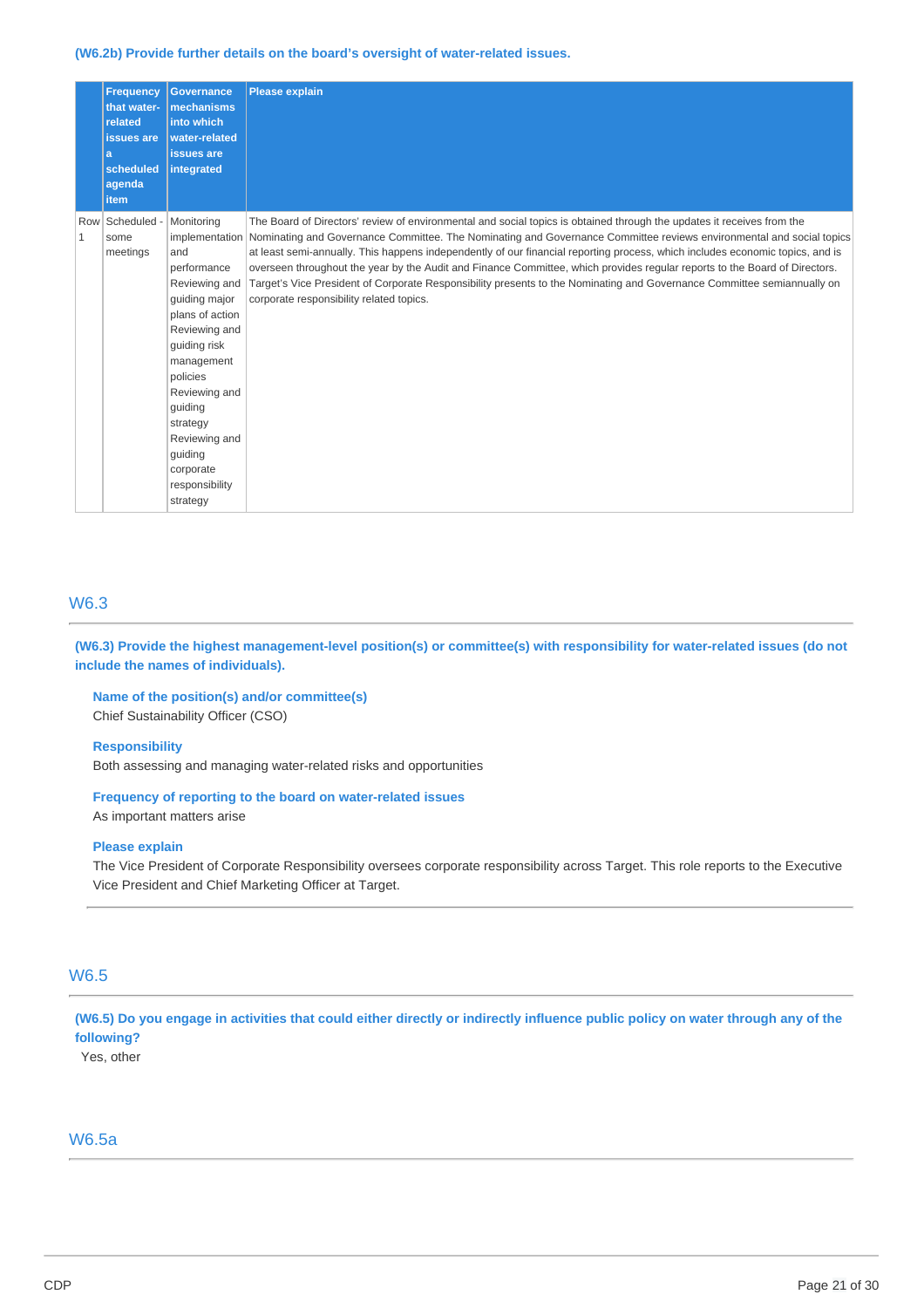(W6.2b) Provide further details on the board's oversight of water-related issues.

| | Frequency that water-related issues are a scheduled agenda item | Governance mechanisms into which water-related issues are integrated | Please explain |
|---|---|---|---|
| Row 1 | Scheduled - some meetings | Monitoring implementation and performance Reviewing and guiding major plans of action Reviewing and guiding risk management policies Reviewing and guiding strategy Reviewing and guiding corporate responsibility strategy | The Board of Directors' review of environmental and social topics is obtained through the updates it receives from the Nominating and Governance Committee. The Nominating and Governance Committee reviews environmental and social topics at least semi-annually. This happens independently of our financial reporting process, which includes economic topics, and is overseen throughout the year by the Audit and Finance Committee, which provides regular reports to the Board of Directors. Target's Vice President of Corporate Responsibility presents to the Nominating and Governance Committee semiannually on corporate responsibility related topics. |

## W6.3

(W6.3) Provide the highest management-level position(s) or committee(s) with responsibility for water-related issues (do not include the names of individuals).

**Name of the position(s) and/or committee(s)**
Chief Sustainability Officer (CSO)

**Responsibility**
Both assessing and managing water-related risks and opportunities

**Frequency of reporting to the board on water-related issues**
As important matters arise

**Please explain**
The Vice President of Corporate Responsibility oversees corporate responsibility across Target. This role reports to the Executive Vice President and Chief Marketing Officer at Target.

## W6.5

(W6.5) Do you engage in activities that could either directly or indirectly influence public policy on water through any of the following?
Yes, other

## W6.5a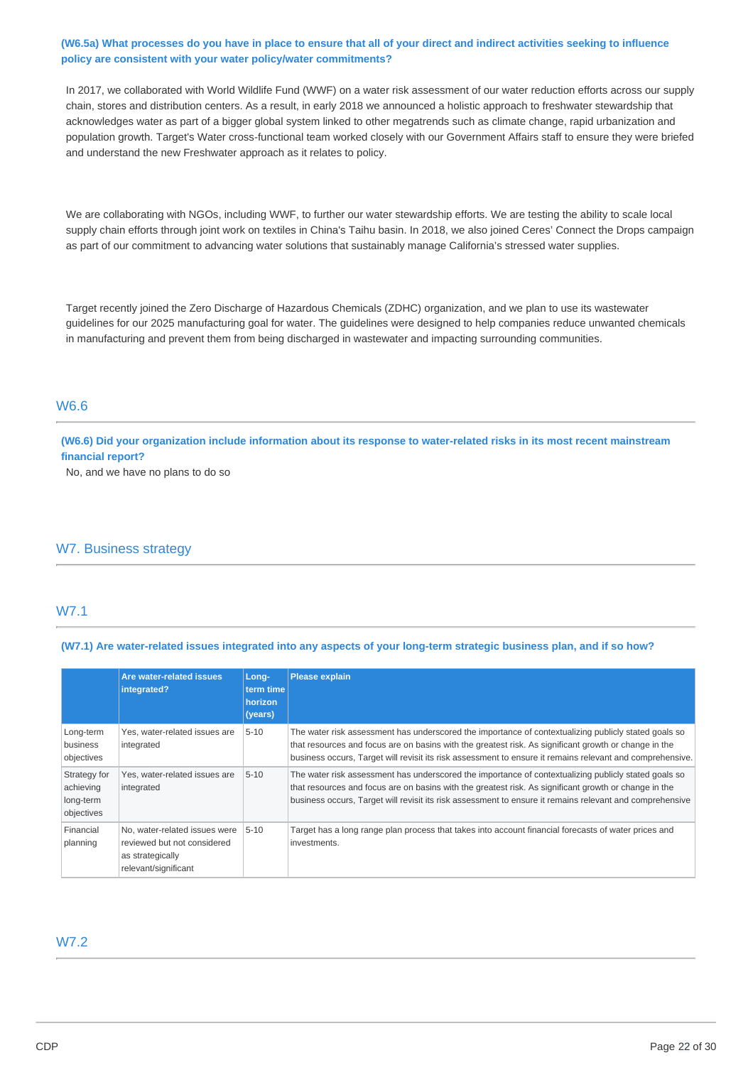**(W6.5a) What processes do you have in place to ensure that all of your direct and indirect activities seeking to influence policy are consistent with your water policy/water commitments?**

In 2017, we collaborated with World Wildlife Fund (WWF) on a water risk assessment of our water reduction efforts across our supply chain, stores and distribution centers. As a result, in early 2018 we announced a holistic approach to freshwater stewardship that acknowledges water as part of a bigger global system linked to other megatrends such as climate change, rapid urbanization and population growth. Target's Water cross-functional team worked closely with our Government Affairs staff to ensure they were briefed and understand the new Freshwater approach as it relates to policy.

We are collaborating with NGOs, including WWF, to further our water stewardship efforts. We are testing the ability to scale local supply chain efforts through joint work on textiles in China's Taihu basin. In 2018, we also joined Ceres' Connect the Drops campaign as part of our commitment to advancing water solutions that sustainably manage California's stressed water supplies.

Target recently joined the Zero Discharge of Hazardous Chemicals (ZDHC) organization, and we plan to use its wastewater guidelines for our 2025 manufacturing goal for water. The guidelines were designed to help companies reduce unwanted chemicals in manufacturing and prevent them from being discharged in wastewater and impacting surrounding communities.

## W6.6

**(W6.6) Did your organization include information about its response to water-related risks in its most recent mainstream financial report?**

No, and we have no plans to do so

# W7. Business strategy

## W7.1

**(W7.1) Are water-related issues integrated into any aspects of your long-term strategic business plan, and if so how?**

| | Are water-related issues integrated? | Long-term time horizon (years) | Please explain |
|---|---|---|---|
| Long-term business objectives | Yes, water-related issues are integrated | 5-10 | The water risk assessment has underscored the importance of contextualizing publicly stated goals so that resources and focus are on basins with the greatest risk. As significant growth or change in the business occurs, Target will revisit its risk assessment to ensure it remains relevant and comprehensive. |
| Strategy for achieving long-term objectives | Yes, water-related issues are integrated | 5-10 | The water risk assessment has underscored the importance of contextualizing publicly stated goals so that resources and focus are on basins with the greatest risk. As significant growth or change in the business occurs, Target will revisit its risk assessment to ensure it remains relevant and comprehensive |
| Financial planning | No, water-related issues were reviewed but not considered as strategically relevant/significant | 5-10 | Target has a long range plan process that takes into account financial forecasts of water prices and investments. |

## W7.2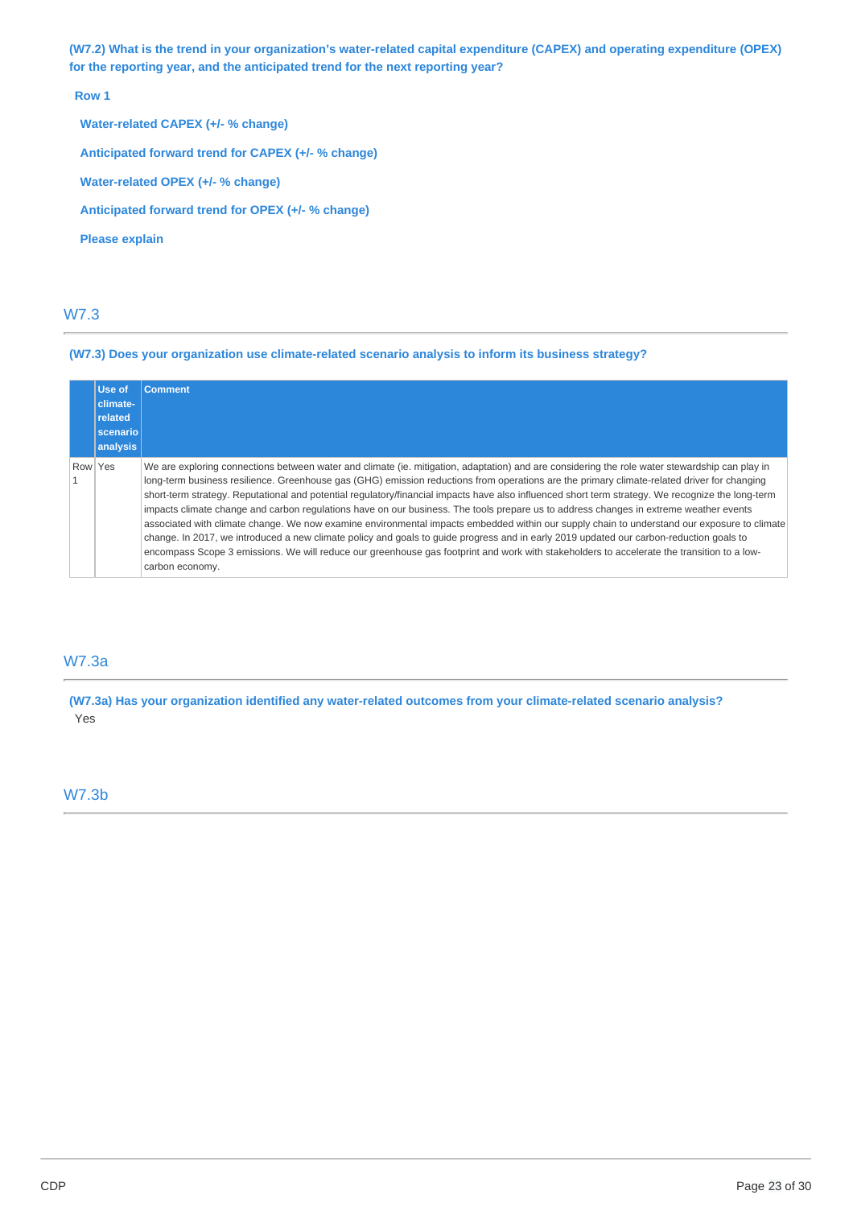**(W7.2) What is the trend in your organization's water-related capital expenditure (CAPEX) and operating expenditure (OPEX) for the reporting year, and the anticipated trend for the next reporting year?**

**Row 1**

**Water-related CAPEX (+/- % change)**

**Anticipated forward trend for CAPEX (+/- % change)**

**Water-related OPEX (+/- % change)**

**Anticipated forward trend for OPEX (+/- % change)**

**Please explain**

## W7.3

**(W7.3) Does your organization use climate-related scenario analysis to inform its business strategy?**

| | Use of climate-related scenario analysis | Comment |
|---|---|---|
| Row 1 | Yes | We are exploring connections between water and climate (ie. mitigation, adaptation) and are considering the role water stewardship can play in long-term business resilience. Greenhouse gas (GHG) emission reductions from operations are the primary climate-related driver for changing short-term strategy. Reputational and potential regulatory/financial impacts have also influenced short term strategy. We recognize the long-term impacts climate change and carbon regulations have on our business. The tools prepare us to address changes in extreme weather events associated with climate change. We now examine environmental impacts embedded within our supply chain to understand our exposure to climate change. In 2017, we introduced a new climate policy and goals to guide progress and in early 2019 updated our carbon-reduction goals to encompass Scope 3 emissions. We will reduce our greenhouse gas footprint and work with stakeholders to accelerate the transition to a low-carbon economy. |

## W7.3a

**(W7.3a) Has your organization identified any water-related outcomes from your climate-related scenario analysis?**

Yes

## W7.3b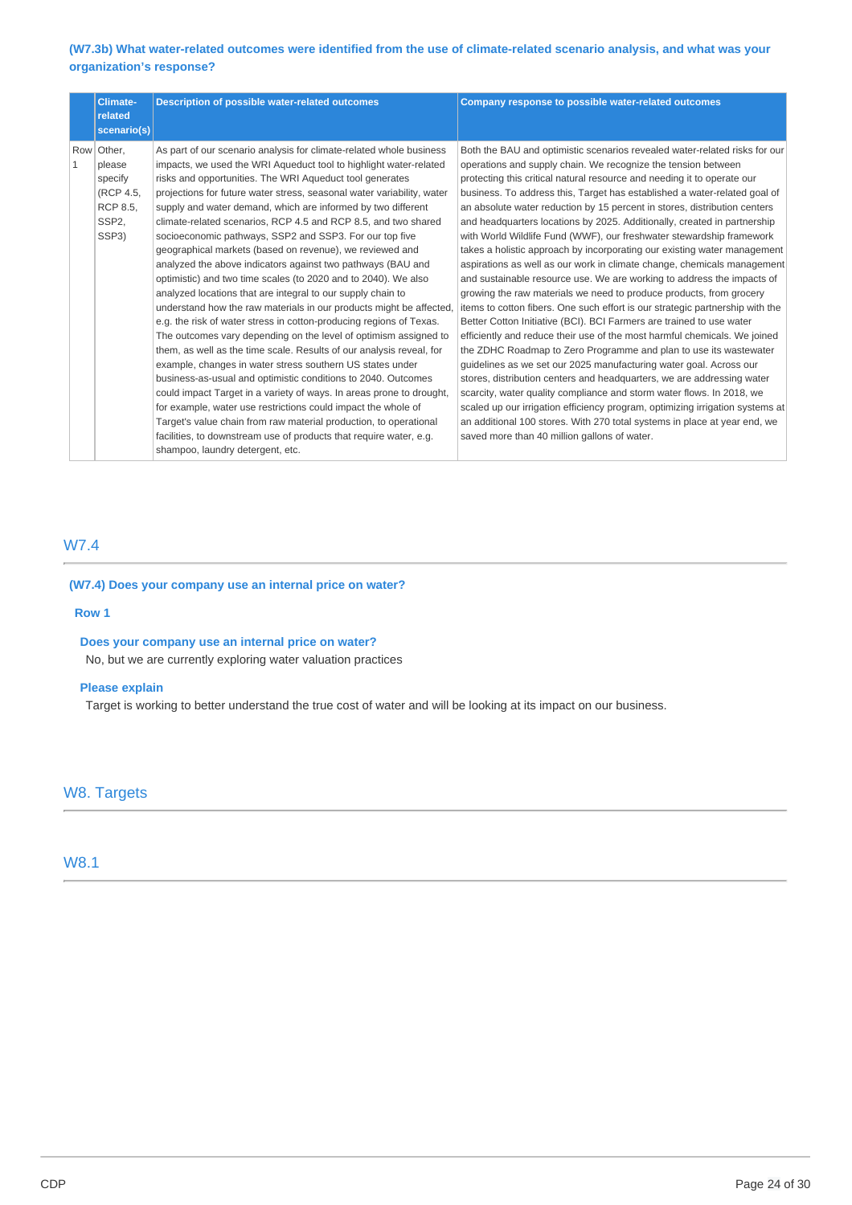### (W7.3b) What water-related outcomes were identified from the use of climate-related scenario analysis, and what was your organization's response?

| | Climate-related scenario(s) | Description of possible water-related outcomes | Company response to possible water-related outcomes |
|---|---|---|---|
| Row 1 | Other, please specify (RCP 4.5, RCP 8.5, SSP2, SSP3) | As part of our scenario analysis for climate-related whole business impacts, we used the WRI Aqueduct tool to highlight water-related risks and opportunities. The WRI Aqueduct tool generates projections for future water stress, seasonal water variability, water supply and water demand, which are informed by two different climate-related scenarios, RCP 4.5 and RCP 8.5, and two shared socioeconomic pathways, SSP2 and SSP3. For our top five geographical markets (based on revenue), we reviewed and analyzed the above indicators against two pathways (BAU and optimistic) and two time scales (to 2020 and to 2040). We also analyzed locations that are integral to our supply chain to understand how the raw materials in our products might be affected, e.g. the risk of water stress in cotton-producing regions of Texas. The outcomes vary depending on the level of optimism assigned to them, as well as the time scale. Results of our analysis reveal, for example, changes in water stress southern US states under business-as-usual and optimistic conditions to 2040. Outcomes could impact Target in a variety of ways. In areas prone to drought, for example, water use restrictions could impact the whole of Target's value chain from raw material production, to operational facilities, to downstream use of products that require water, e.g. shampoo, laundry detergent, etc. | Both the BAU and optimistic scenarios revealed water-related risks for our operations and supply chain. We recognize the tension between protecting this critical natural resource and needing it to operate our business. To address this, Target has established a water-related goal of an absolute water reduction by 15 percent in stores, distribution centers and headquarters locations by 2025. Additionally, created in partnership with World Wildlife Fund (WWF), our freshwater stewardship framework takes a holistic approach by incorporating our existing water management aspirations as well as our work in climate change, chemicals management and sustainable resource use. We are working to address the impacts of growing the raw materials we need to produce products, from grocery items to cotton fibers. One such effort is our strategic partnership with the Better Cotton Initiative (BCI). BCI Farmers are trained to use water efficiently and reduce their use of the most harmful chemicals. We joined the ZDHC Roadmap to Zero Programme and plan to use its wastewater guidelines as we set our 2025 manufacturing water goal. Across our stores, distribution centers and headquarters, we are addressing water scarcity, water quality compliance and storm water flows. In 2018, we scaled up our irrigation efficiency program, optimizing irrigation systems at an additional 100 stores. With 270 total systems in place at year end, we saved more than 40 million gallons of water. |

## W7.4

### (W7.4) Does your company use an internal price on water?

**Row 1**

**Does your company use an internal price on water?**

No, but we are currently exploring water valuation practices

**Please explain**

Target is working to better understand the true cost of water and will be looking at its impact on our business.

# W8. Targets

## W8.1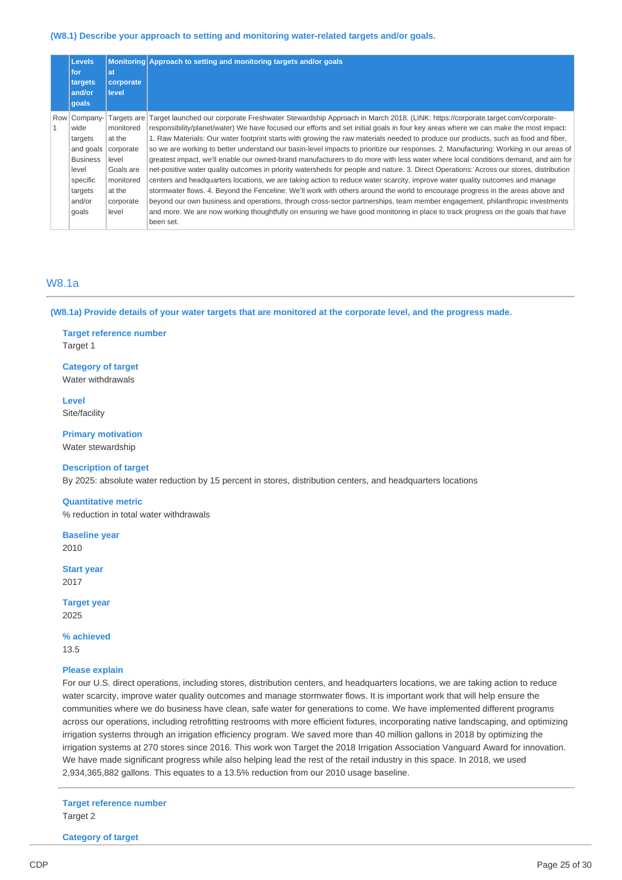### (W8.1) Describe your approach to setting and monitoring water-related targets and/or goals.

| | Levels for targets and/or goals | Monitoring at corporate level | Approach to setting and monitoring targets and/or goals |
|---|---|---|---|
| Row 1 | Company-wide targets and goals Business level specific targets and/or goals | Targets are monitored at the corporate level Goals are monitored at the corporate level | Target launched our corporate Freshwater Stewardship Approach in March 2018. (LINK: https://corporate.target.com/corporate-responsibility/planet/water) We have focused our efforts and set initial goals in four key areas where we can make the most impact: 1. Raw Materials: Our water footprint starts with growing the raw materials needed to produce our products, such as food and fiber, so we are working to better understand our basin-level impacts to prioritize our responses. 2. Manufacturing: Working in our areas of greatest impact, we'll enable our owned-brand manufacturers to do more with less water where local conditions demand, and aim for net-positive water quality outcomes in priority watersheds for people and nature. 3. Direct Operations: Across our stores, distribution centers and headquarters locations, we are taking action to reduce water scarcity, improve water quality outcomes and manage stormwater flows. 4. Beyond the Fenceline: We'll work with others around the world to encourage progress in the areas above and beyond our own business and operations, through cross-sector partnerships, team member engagement, philanthropic investments and more. We are now working thoughtfully on ensuring we have good monitoring in place to track progress on the goals that have been set. |

## W8.1a

### (W8.1a) Provide details of your water targets that are monitored at the corporate level, and the progress made.

**Target reference number**
Target 1

**Category of target**
Water withdrawals

**Level**
Site/facility

**Primary motivation**
Water stewardship

**Description of target**
By 2025: absolute water reduction by 15 percent in stores, distribution centers, and headquarters locations

**Quantitative metric**
% reduction in total water withdrawals

**Baseline year**
2010

**Start year**
2017

**Target year**
2025

**% achieved**
13.5

**Please explain**
For our U.S. direct operations, including stores, distribution centers, and headquarters locations, we are taking action to reduce water scarcity, improve water quality outcomes and manage stormwater flows. It is important work that will help ensure the communities where we do business have clean, safe water for generations to come. We have implemented different programs across our operations, including retrofitting restrooms with more efficient fixtures, incorporating native landscaping, and optimizing irrigation systems through an irrigation efficiency program. We saved more than 40 million gallons in 2018 by optimizing the irrigation systems at 270 stores since 2016. This work won Target the 2018 Irrigation Association Vanguard Award for innovation. We have made significant progress while also helping lead the rest of the retail industry in this space. In 2018, we used 2,934,365,882 gallons. This equates to a 13.5% reduction from our 2010 usage baseline.

---

**Target reference number**
Target 2

**Category of target**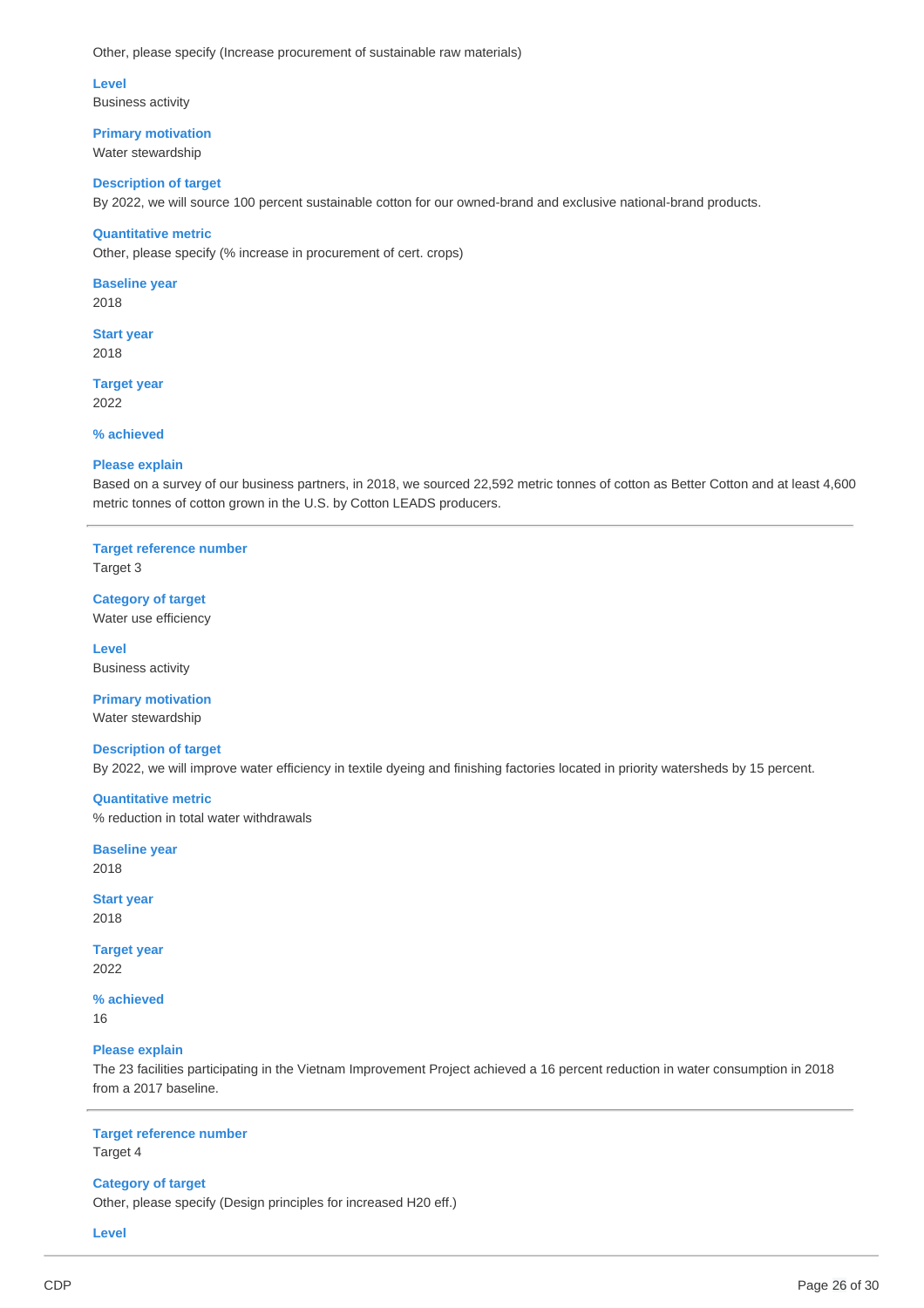Other, please specify (Increase procurement of sustainable raw materials)

**Level**
Business activity

**Primary motivation**
Water stewardship

**Description of target**
By 2022, we will source 100 percent sustainable cotton for our owned-brand and exclusive national-brand products.

**Quantitative metric**
Other, please specify (% increase in procurement of cert. crops)

**Baseline year**
2018

**Start year**
2018

**Target year**
2022

**% achieved**

**Please explain**
Based on a survey of our business partners, in 2018, we sourced 22,592 metric tonnes of cotton as Better Cotton and at least 4,600 metric tonnes of cotton grown in the U.S. by Cotton LEADS producers.

---

**Target reference number**
Target 3

**Category of target**
Water use efficiency

**Level**
Business activity

**Primary motivation**
Water stewardship

**Description of target**
By 2022, we will improve water efficiency in textile dyeing and finishing factories located in priority watersheds by 15 percent.

**Quantitative metric**
% reduction in total water withdrawals

**Baseline year**
2018

**Start year**
2018

**Target year**
2022

**% achieved**
16

**Please explain**
The 23 facilities participating in the Vietnam Improvement Project achieved a 16 percent reduction in water consumption in 2018 from a 2017 baseline.

---

**Target reference number**
Target 4

**Category of target**
Other, please specify (Design principles for increased H20 eff.)

**Level**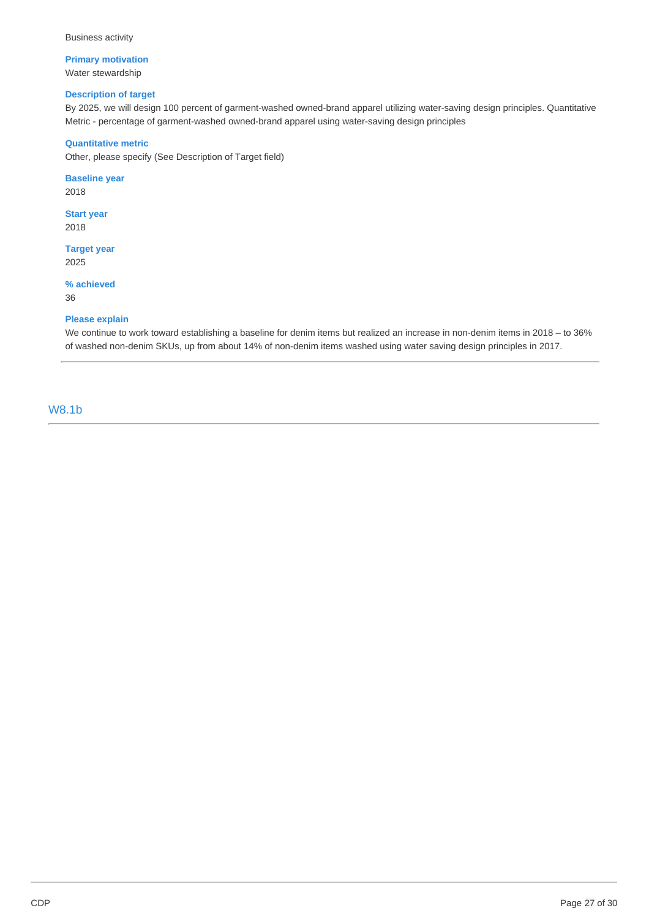Business activity

**Primary motivation**

Water stewardship

**Description of target**

By 2025, we will design 100 percent of garment-washed owned-brand apparel utilizing water-saving design principles. Quantitative Metric - percentage of garment-washed owned-brand apparel using water-saving design principles

**Quantitative metric**

Other, please specify (See Description of Target field)

**Baseline year**

2018

**Start year**

2018

**Target year**

2025

**% achieved**

36

**Please explain**

We continue to work toward establishing a baseline for denim items but realized an increase in non-denim items in 2018 – to 36% of washed non-denim SKUs, up from about 14% of non-denim items washed using water saving design principles in 2017.

---

## W8.1b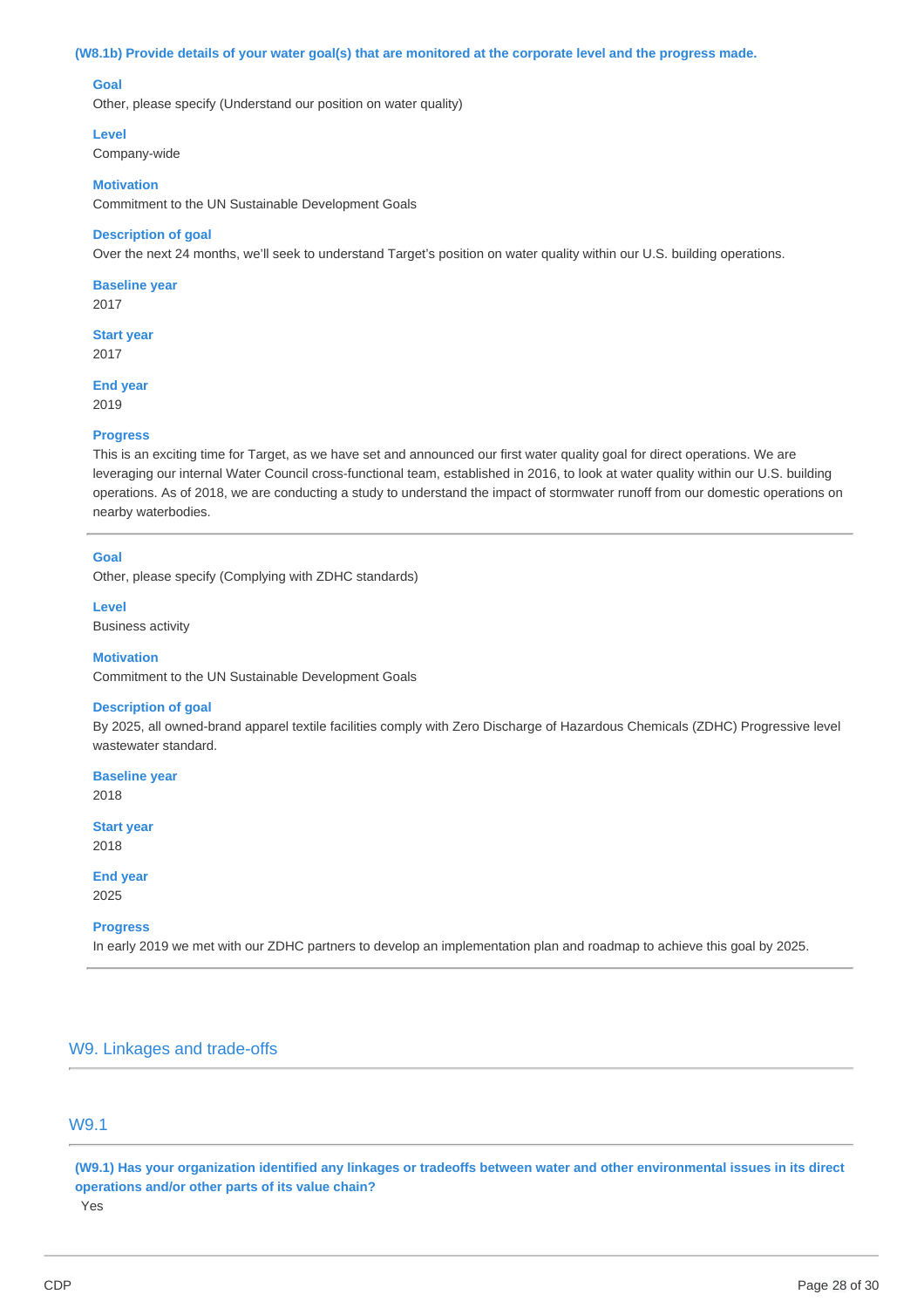**(W8.1b) Provide details of your water goal(s) that are monitored at the corporate level and the progress made.**

**Goal**
Other, please specify (Understand our position on water quality)

**Level**
Company-wide

**Motivation**
Commitment to the UN Sustainable Development Goals

**Description of goal**
Over the next 24 months, we'll seek to understand Target's position on water quality within our U.S. building operations.

**Baseline year**
2017

**Start year**
2017

**End year**
2019

**Progress**
This is an exciting time for Target, as we have set and announced our first water quality goal for direct operations. We are leveraging our internal Water Council cross-functional team, established in 2016, to look at water quality within our U.S. building operations. As of 2018, we are conducting a study to understand the impact of stormwater runoff from our domestic operations on nearby waterbodies.

---

**Goal**
Other, please specify (Complying with ZDHC standards)

**Level**
Business activity

**Motivation**
Commitment to the UN Sustainable Development Goals

**Description of goal**
By 2025, all owned-brand apparel textile facilities comply with Zero Discharge of Hazardous Chemicals (ZDHC) Progressive level wastewater standard.

**Baseline year**
2018

**Start year**
2018

**End year**
2025

**Progress**
In early 2019 we met with our ZDHC partners to develop an implementation plan and roadmap to achieve this goal by 2025.

---

## W9. Linkages and trade-offs

### W9.1

**(W9.1) Has your organization identified any linkages or tradeoffs between water and other environmental issues in its direct operations and/or other parts of its value chain?**

Yes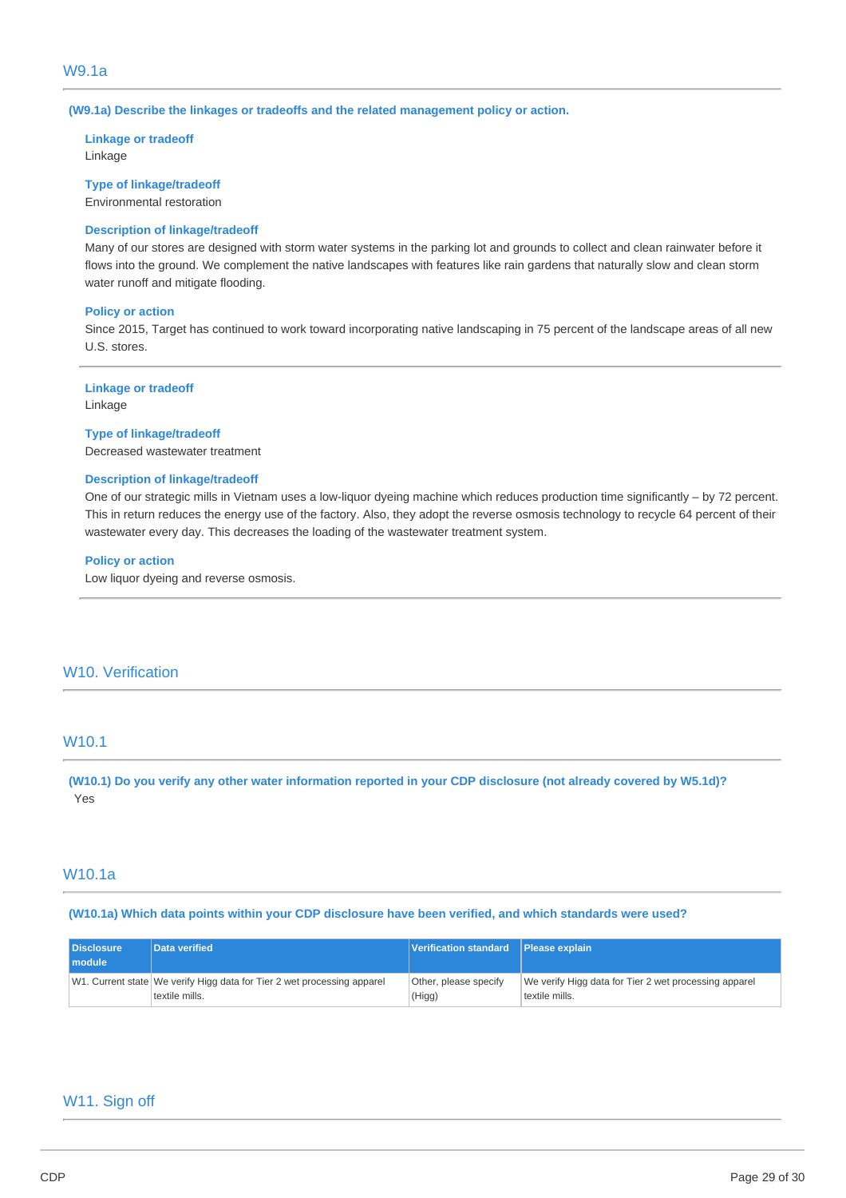## W9.1a

**(W9.1a) Describe the linkages or tradeoffs and the related management policy or action.**

**Linkage or tradeoff**
Linkage

**Type of linkage/tradeoff**
Environmental restoration

**Description of linkage/tradeoff**
Many of our stores are designed with storm water systems in the parking lot and grounds to collect and clean rainwater before it flows into the ground. We complement the native landscapes with features like rain gardens that naturally slow and clean storm water runoff and mitigate flooding.

**Policy or action**
Since 2015, Target has continued to work toward incorporating native landscaping in 75 percent of the landscape areas of all new U.S. stores.

---

**Linkage or tradeoff**
Linkage

**Type of linkage/tradeoff**
Decreased wastewater treatment

**Description of linkage/tradeoff**
One of our strategic mills in Vietnam uses a low-liquor dyeing machine which reduces production time significantly – by 72 percent. This in return reduces the energy use of the factory. Also, they adopt the reverse osmosis technology to recycle 64 percent of their wastewater every day. This decreases the loading of the wastewater treatment system.

**Policy or action**
Low liquor dyeing and reverse osmosis.

---

# W10. Verification

## W10.1

**(W10.1) Do you verify any other water information reported in your CDP disclosure (not already covered by W5.1d)?**
Yes

## W10.1a

**(W10.1a) Which data points within your CDP disclosure have been verified, and which standards were used?**

| Disclosure module | Data verified | Verification standard | Please explain |
|---|---|---|---|
| W1. Current state | We verify Higg data for Tier 2 wet processing apparel textile mills. | Other, please specify (Higg) | We verify Higg data for Tier 2 wet processing apparel textile mills. |

# W11. Sign off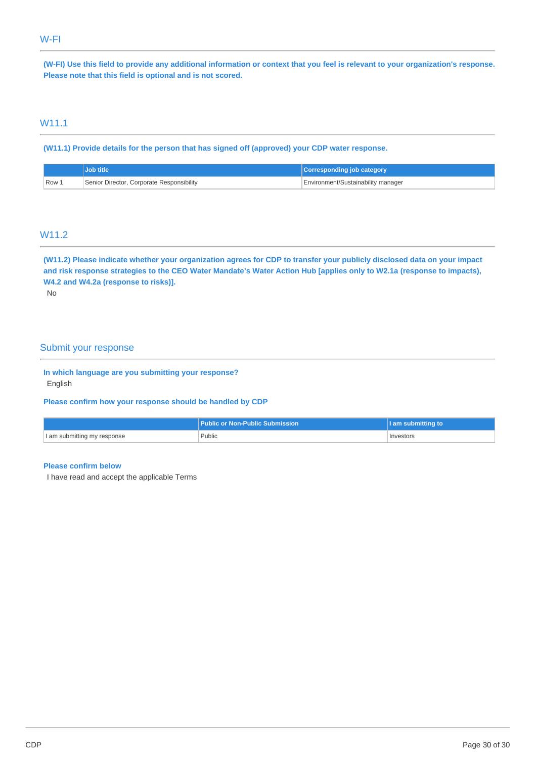## W-FI

**(W-FI) Use this field to provide any additional information or context that you feel is relevant to your organization's response. Please note that this field is optional and is not scored.**

## W11.1

**(W11.1) Provide details for the person that has signed off (approved) your CDP water response.**

| | Job title | Corresponding job category |
|---|---|---|
| Row 1 | Senior Director, Corporate Responsibility | Environment/Sustainability manager |

## W11.2

**(W11.2) Please indicate whether your organization agrees for CDP to transfer your publicly disclosed data on your impact and risk response strategies to the CEO Water Mandate's Water Action Hub [applies only to W2.1a (response to impacts), W4.2 and W4.2a (response to risks)].**

No

## Submit your response

**In which language are you submitting your response?**

English

**Please confirm how your response should be handled by CDP**

| | Public or Non-Public Submission | I am submitting to |
|---|---|---|
| I am submitting my response | Public | Investors |

**Please confirm below**

I have read and accept the applicable Terms